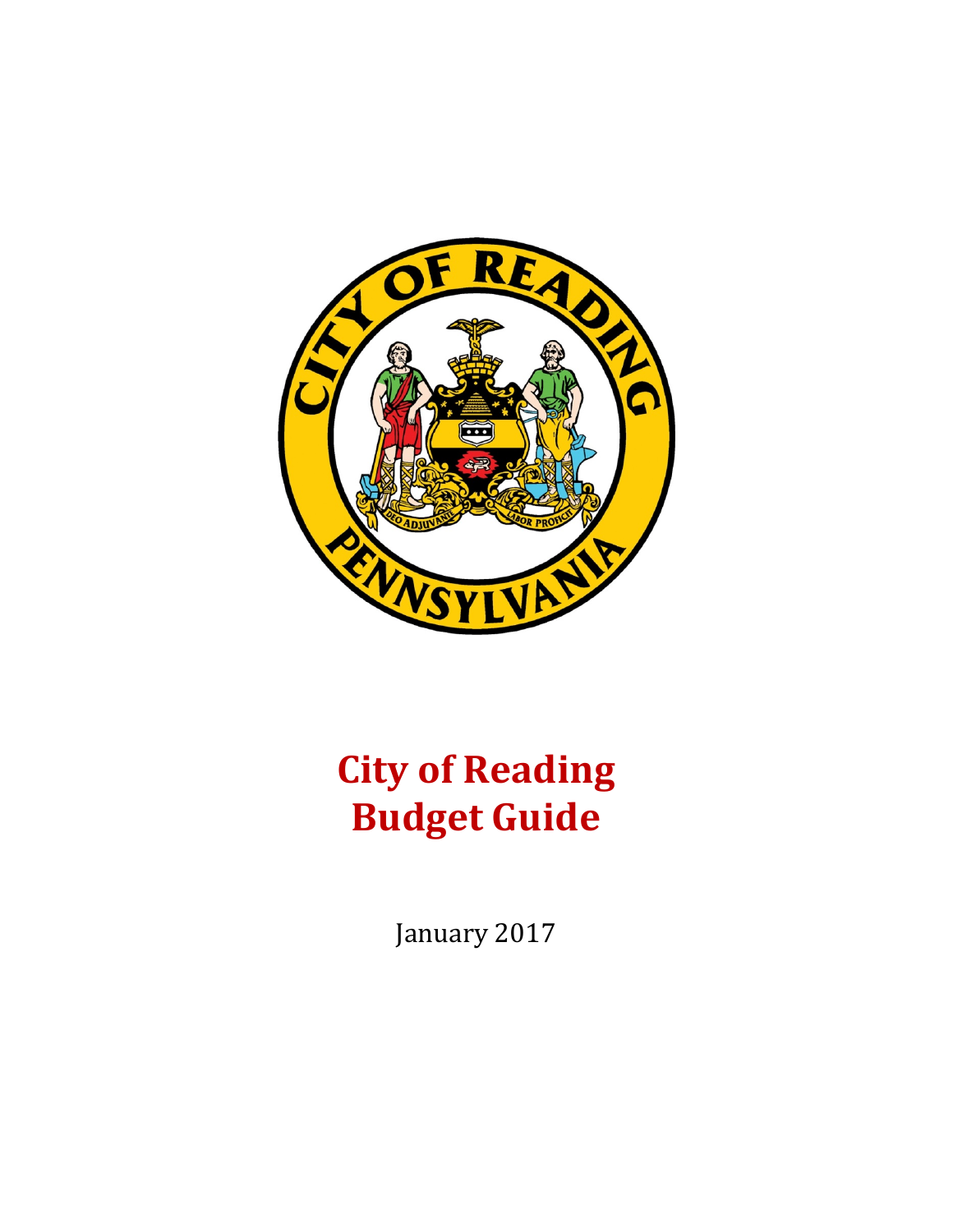# City of Reading
# Budget Guide

January 2017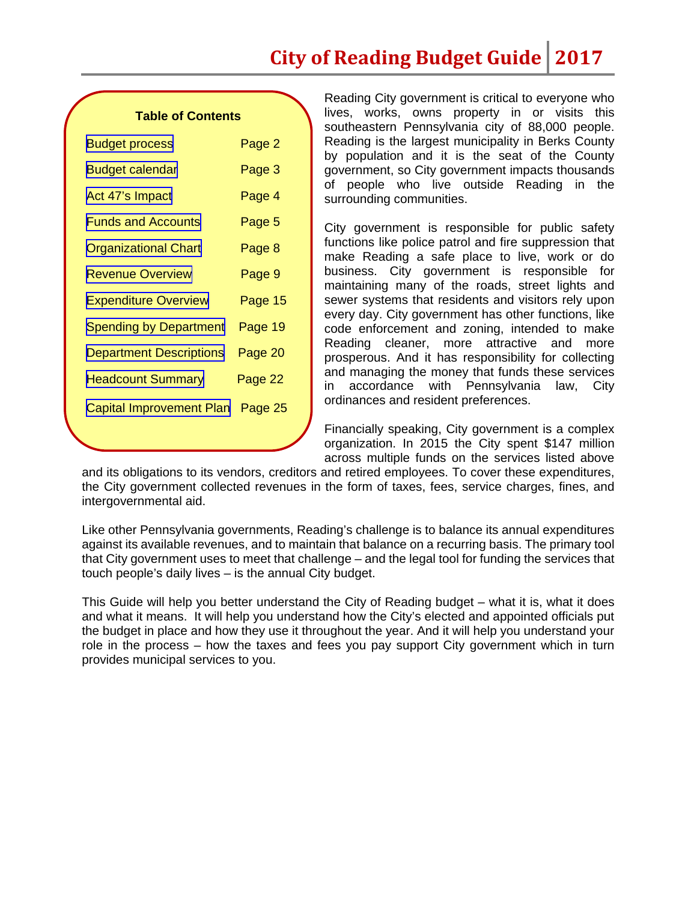# City of Reading Budget Guide 2017

**Table of Contents**

| Section | Page |
|---|---|
| Budget process | Page 2 |
| Budget calendar | Page 3 |
| Act 47's Impact | Page 4 |
| Funds and Accounts | Page 5 |
| Organizational Chart | Page 8 |
| Revenue Overview | Page 9 |
| Expenditure Overview | Page 15 |
| Spending by Department | Page 19 |
| Department Descriptions | Page 20 |
| Headcount Summary | Page 22 |
| Capital Improvement Plan | Page 25 |

Reading City government is critical to everyone who lives, works, owns property in or visits this southeastern Pennsylvania city of 88,000 people. Reading is the largest municipality in Berks County by population and it is the seat of the County government, so City government impacts thousands of people who live outside Reading in the surrounding communities.

City government is responsible for public safety functions like police patrol and fire suppression that make Reading a safe place to live, work or do business. City government is responsible for maintaining many of the roads, street lights and sewer systems that residents and visitors rely upon every day. City government has other functions, like code enforcement and zoning, intended to make Reading cleaner, more attractive and more prosperous. And it has responsibility for collecting and managing the money that funds these services in accordance with Pennsylvania law, City ordinances and resident preferences.

Financially speaking, City government is a complex organization. In 2015 the City spent $147 million across multiple funds on the services listed above and its obligations to its vendors, creditors and retired employees. To cover these expenditures, the City government collected revenues in the form of taxes, fees, service charges, fines, and intergovernmental aid.

Like other Pennsylvania governments, Reading's challenge is to balance its annual expenditures against its available revenues, and to maintain that balance on a recurring basis. The primary tool that City government uses to meet that challenge – and the legal tool for funding the services that touch people's daily lives – is the annual City budget.

This Guide will help you better understand the City of Reading budget – what it is, what it does and what it means. It will help you understand how the City's elected and appointed officials put the budget in place and how they use it throughout the year. And it will help you understand your role in the process – how the taxes and fees you pay support City government which in turn provides municipal services to you.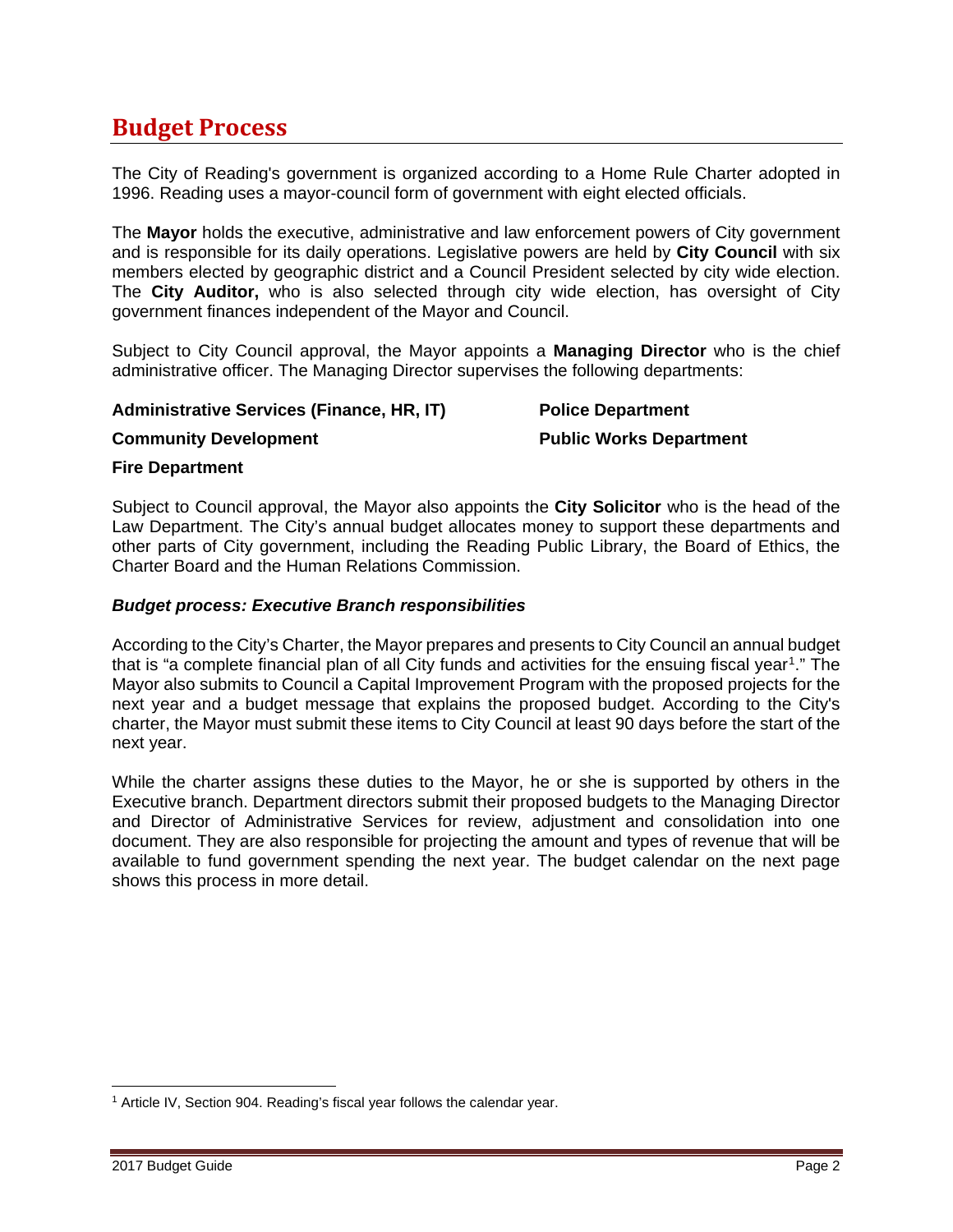# Budget Process

The City of Reading's government is organized according to a Home Rule Charter adopted in 1996. Reading uses a mayor-council form of government with eight elected officials.

The **Mayor** holds the executive, administrative and law enforcement powers of City government and is responsible for its daily operations. Legislative powers are held by **City Council** with six members elected by geographic district and a Council President selected by city wide election. The **City Auditor,** who is also selected through city wide election, has oversight of City government finances independent of the Mayor and Council.

Subject to City Council approval, the Mayor appoints a **Managing Director** who is the chief administrative officer. The Managing Director supervises the following departments:

**Administrative Services (Finance, HR, IT)**

**Community Development**

**Fire Department**

**Police Department**

**Public Works Department**

Subject to Council approval, the Mayor also appoints the **City Solicitor** who is the head of the Law Department. The City's annual budget allocates money to support these departments and other parts of City government, including the Reading Public Library, the Board of Ethics, the Charter Board and the Human Relations Commission.

### *Budget process: Executive Branch responsibilities*

According to the City's Charter, the Mayor prepares and presents to City Council an annual budget that is "a complete financial plan of all City funds and activities for the ensuing fiscal year[1]." The Mayor also submits to Council a Capital Improvement Program with the proposed projects for the next year and a budget message that explains the proposed budget. According to the City's charter, the Mayor must submit these items to City Council at least 90 days before the start of the next year.

While the charter assigns these duties to the Mayor, he or she is supported by others in the Executive branch. Department directors submit their proposed budgets to the Managing Director and Director of Administrative Services for review, adjustment and consolidation into one document. They are also responsible for projecting the amount and types of revenue that will be available to fund government spending the next year. The budget calendar on the next page shows this process in more detail.

[1] Article IV, Section 904. Reading's fiscal year follows the calendar year.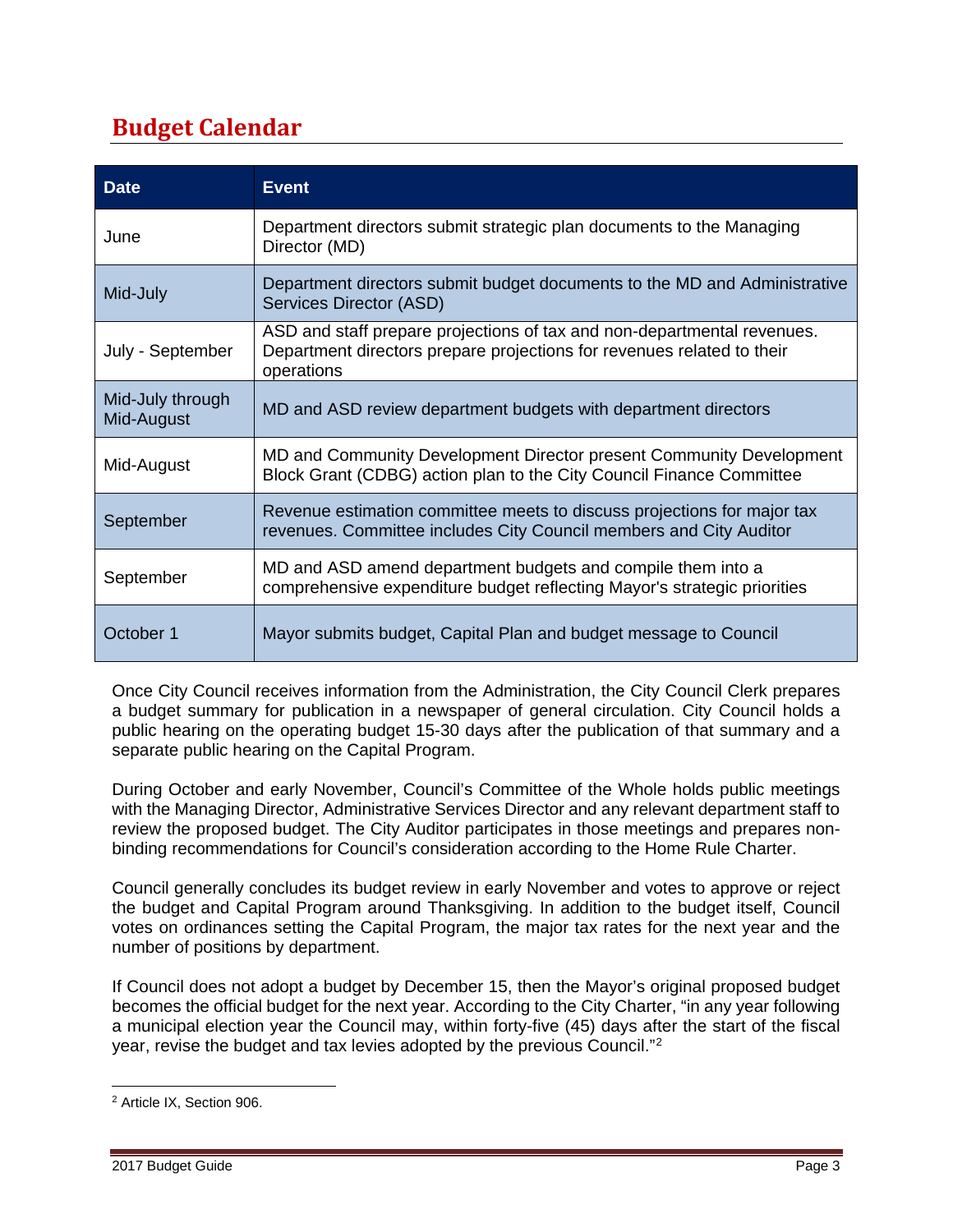## Budget Calendar

| Date | Event |
|---|---|
| June | Department directors submit strategic plan documents to the Managing Director (MD) |
| Mid-July | Department directors submit budget documents to the MD and Administrative Services Director (ASD) |
| July - September | ASD and staff prepare projections of tax and non-departmental revenues. Department directors prepare projections for revenues related to their operations |
| Mid-July through Mid-August | MD and ASD review department budgets with department directors |
| Mid-August | MD and Community Development Director present Community Development Block Grant (CDBG) action plan to the City Council Finance Committee |
| September | Revenue estimation committee meets to discuss projections for major tax revenues. Committee includes City Council members and City Auditor |
| September | MD and ASD amend department budgets and compile them into a comprehensive expenditure budget reflecting Mayor's strategic priorities |
| October 1 | Mayor submits budget, Capital Plan and budget message to Council |

Once City Council receives information from the Administration, the City Council Clerk prepares a budget summary for publication in a newspaper of general circulation. City Council holds a public hearing on the operating budget 15-30 days after the publication of that summary and a separate public hearing on the Capital Program.

During October and early November, Council's Committee of the Whole holds public meetings with the Managing Director, Administrative Services Director and any relevant department staff to review the proposed budget. The City Auditor participates in those meetings and prepares non-binding recommendations for Council's consideration according to the Home Rule Charter.

Council generally concludes its budget review in early November and votes to approve or reject the budget and Capital Program around Thanksgiving. In addition to the budget itself, Council votes on ordinances setting the Capital Program, the major tax rates for the next year and the number of positions by department.

If Council does not adopt a budget by December 15, then the Mayor's original proposed budget becomes the official budget for the next year. According to the City Charter, "in any year following a municipal election year the Council may, within forty-five (45) days after the start of the fiscal year, revise the budget and tax levies adopted by the previous Council."[2]

[2] Article IX, Section 906.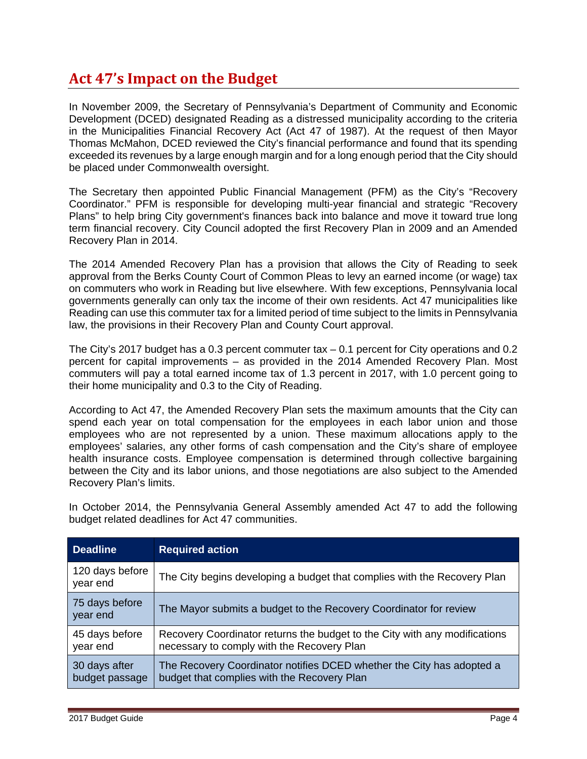## Act 47's Impact on the Budget

In November 2009, the Secretary of Pennsylvania's Department of Community and Economic Development (DCED) designated Reading as a distressed municipality according to the criteria in the Municipalities Financial Recovery Act (Act 47 of 1987). At the request of then Mayor Thomas McMahon, DCED reviewed the City's financial performance and found that its spending exceeded its revenues by a large enough margin and for a long enough period that the City should be placed under Commonwealth oversight.

The Secretary then appointed Public Financial Management (PFM) as the City's "Recovery Coordinator." PFM is responsible for developing multi-year financial and strategic "Recovery Plans" to help bring City government's finances back into balance and move it toward true long term financial recovery. City Council adopted the first Recovery Plan in 2009 and an Amended Recovery Plan in 2014.

The 2014 Amended Recovery Plan has a provision that allows the City of Reading to seek approval from the Berks County Court of Common Pleas to levy an earned income (or wage) tax on commuters who work in Reading but live elsewhere. With few exceptions, Pennsylvania local governments generally can only tax the income of their own residents. Act 47 municipalities like Reading can use this commuter tax for a limited period of time subject to the limits in Pennsylvania law, the provisions in their Recovery Plan and County Court approval.

The City's 2017 budget has a 0.3 percent commuter tax – 0.1 percent for City operations and 0.2 percent for capital improvements – as provided in the 2014 Amended Recovery Plan. Most commuters will pay a total earned income tax of 1.3 percent in 2017, with 1.0 percent going to their home municipality and 0.3 to the City of Reading.

According to Act 47, the Amended Recovery Plan sets the maximum amounts that the City can spend each year on total compensation for the employees in each labor union and those employees who are not represented by a union. These maximum allocations apply to the employees' salaries, any other forms of cash compensation and the City's share of employee health insurance costs. Employee compensation is determined through collective bargaining between the City and its labor unions, and those negotiations are also subject to the Amended Recovery Plan's limits.

In October 2014, the Pennsylvania General Assembly amended Act 47 to add the following budget related deadlines for Act 47 communities.

| Deadline | Required action |
|---|---|
| 120 days before year end | The City begins developing a budget that complies with the Recovery Plan |
| 75 days before year end | The Mayor submits a budget to the Recovery Coordinator for review |
| 45 days before year end | Recovery Coordinator returns the budget to the City with any modifications necessary to comply with the Recovery Plan |
| 30 days after budget passage | The Recovery Coordinator notifies DCED whether the City has adopted a budget that complies with the Recovery Plan |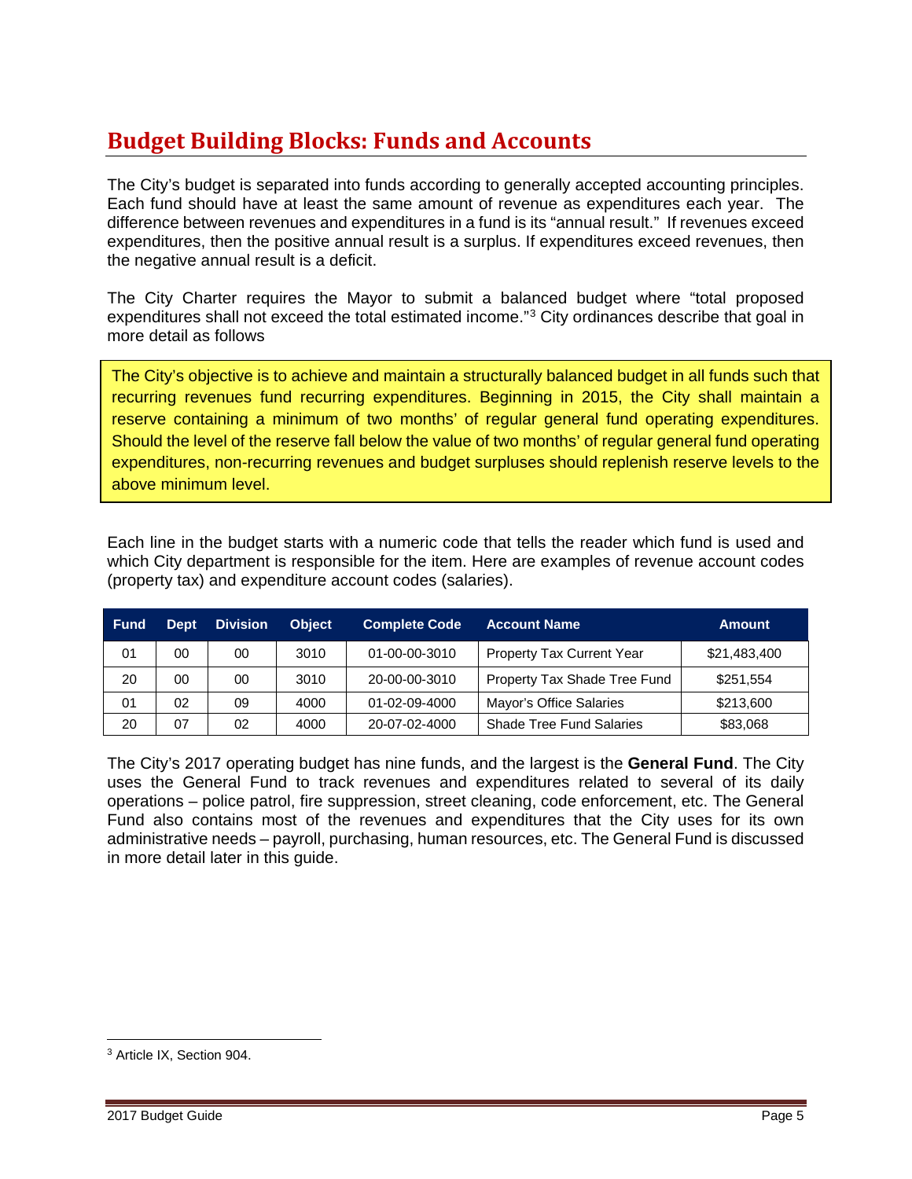## Budget Building Blocks: Funds and Accounts

The City's budget is separated into funds according to generally accepted accounting principles. Each fund should have at least the same amount of revenue as expenditures each year. The difference between revenues and expenditures in a fund is its "annual result." If revenues exceed expenditures, then the positive annual result is a surplus. If expenditures exceed revenues, then the negative annual result is a deficit.

The City Charter requires the Mayor to submit a balanced budget where "total proposed expenditures shall not exceed the total estimated income."[3] City ordinances describe that goal in more detail as follows

> The City's objective is to achieve and maintain a structurally balanced budget in all funds such that recurring revenues fund recurring expenditures. Beginning in 2015, the City shall maintain a reserve containing a minimum of two months' of regular general fund operating expenditures. Should the level of the reserve fall below the value of two months' of regular general fund operating expenditures, non-recurring revenues and budget surpluses should replenish reserve levels to the above minimum level.

Each line in the budget starts with a numeric code that tells the reader which fund is used and which City department is responsible for the item. Here are examples of revenue account codes (property tax) and expenditure account codes (salaries).

| Fund | Dept | Division | Object | Complete Code | Account Name | Amount |
|---|---|---|---|---|---|---|
| 01 | 00 | 00 | 3010 | 01-00-00-3010 | Property Tax Current Year | $21,483,400 |
| 20 | 00 | 00 | 3010 | 20-00-00-3010 | Property Tax Shade Tree Fund | $251,554 |
| 01 | 02 | 09 | 4000 | 01-02-09-4000 | Mayor's Office Salaries | $213,600 |
| 20 | 07 | 02 | 4000 | 20-07-02-4000 | Shade Tree Fund Salaries | $83,068 |

The City's 2017 operating budget has nine funds, and the largest is the **General Fund**. The City uses the General Fund to track revenues and expenditures related to several of its daily operations – police patrol, fire suppression, street cleaning, code enforcement, etc. The General Fund also contains most of the revenues and expenditures that the City uses for its own administrative needs – payroll, purchasing, human resources, etc. The General Fund is discussed in more detail later in this guide.

[3] Article IX, Section 904.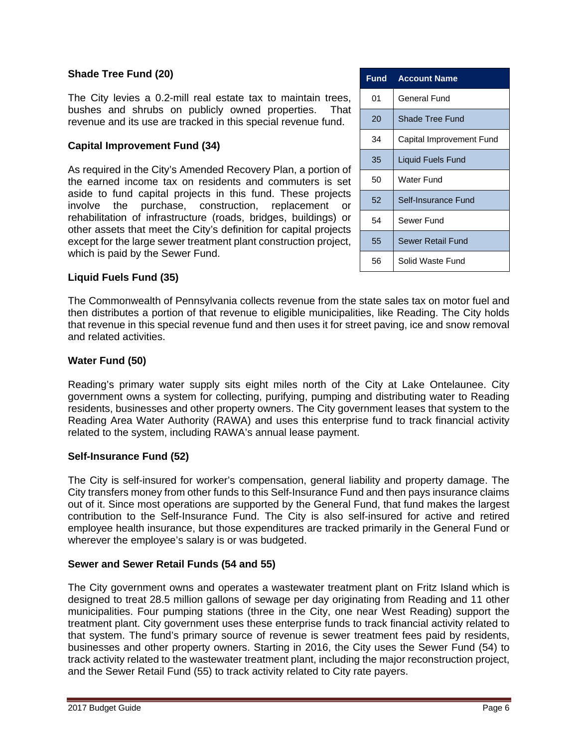| Fund | Account Name |
| --- | --- |
| 01 | General Fund |
| 20 | Shade Tree Fund |
| 34 | Capital Improvement Fund |
| 35 | Liquid Fuels Fund |
| 50 | Water Fund |
| 52 | Self-Insurance Fund |
| 54 | Sewer Fund |
| 55 | Sewer Retail Fund |
| 56 | Solid Waste Fund |

**Shade Tree Fund (20)**

The City levies a 0.2-mill real estate tax to maintain trees, bushes and shrubs on publicly owned properties. That revenue and its use are tracked in this special revenue fund.

**Capital Improvement Fund (34)**

As required in the City's Amended Recovery Plan, a portion of the earned income tax on residents and commuters is set aside to fund capital projects in this fund. These projects involve the purchase, construction, replacement or rehabilitation of infrastructure (roads, bridges, buildings) or other assets that meet the City's definition for capital projects except for the large sewer treatment plant construction project, which is paid by the Sewer Fund.

**Liquid Fuels Fund (35)**

The Commonwealth of Pennsylvania collects revenue from the state sales tax on motor fuel and then distributes a portion of that revenue to eligible municipalities, like Reading. The City holds that revenue in this special revenue fund and then uses it for street paving, ice and snow removal and related activities.

**Water Fund (50)**

Reading's primary water supply sits eight miles north of the City at Lake Ontelaunee. City government owns a system for collecting, purifying, pumping and distributing water to Reading residents, businesses and other property owners. The City government leases that system to the Reading Area Water Authority (RAWA) and uses this enterprise fund to track financial activity related to the system, including RAWA's annual lease payment.

**Self-Insurance Fund (52)**

The City is self-insured for worker's compensation, general liability and property damage. The City transfers money from other funds to this Self-Insurance Fund and then pays insurance claims out of it. Since most operations are supported by the General Fund, that fund makes the largest contribution to the Self-Insurance Fund. The City is also self-insured for active and retired employee health insurance, but those expenditures are tracked primarily in the General Fund or wherever the employee's salary is or was budgeted.

**Sewer and Sewer Retail Funds (54 and 55)**

The City government owns and operates a wastewater treatment plant on Fritz Island which is designed to treat 28.5 million gallons of sewage per day originating from Reading and 11 other municipalities. Four pumping stations (three in the City, one near West Reading) support the treatment plant. City government uses these enterprise funds to track financial activity related to that system. The fund's primary source of revenue is sewer treatment fees paid by residents, businesses and other property owners. Starting in 2016, the City uses the Sewer Fund (54) to track activity related to the wastewater treatment plant, including the major reconstruction project, and the Sewer Retail Fund (55) to track activity related to City rate payers.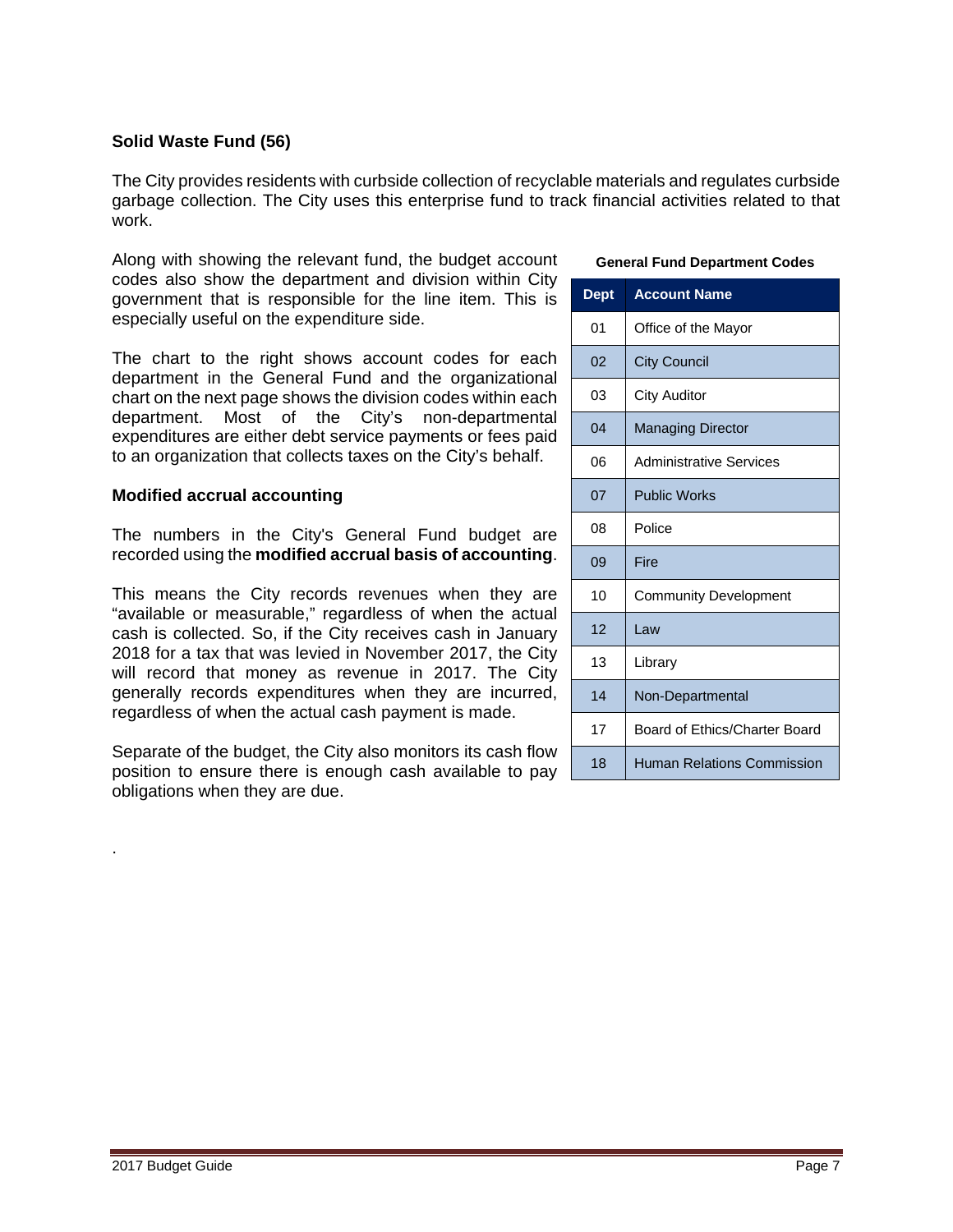**Solid Waste Fund (56)**

The City provides residents with curbside collection of recyclable materials and regulates curbside garbage collection. The City uses this enterprise fund to track financial activities related to that work.

Along with showing the relevant fund, the budget account codes also show the department and division within City government that is responsible for the line item. This is especially useful on the expenditure side.

The chart to the right shows account codes for each department in the General Fund and the organizational chart on the next page shows the division codes within each department. Most of the City's non-departmental expenditures are either debt service payments or fees paid to an organization that collects taxes on the City's behalf.

**General Fund Department Codes**

| Dept | Account Name |
|---|---|
| 01 | Office of the Mayor |
| 02 | City Council |
| 03 | City Auditor |
| 04 | Managing Director |
| 06 | Administrative Services |
| 07 | Public Works |
| 08 | Police |
| 09 | Fire |
| 10 | Community Development |
| 12 | Law |
| 13 | Library |
| 14 | Non-Departmental |
| 17 | Board of Ethics/Charter Board |
| 18 | Human Relations Commission |

**Modified accrual accounting**

The numbers in the City's General Fund budget are recorded using the **modified accrual basis of accounting**.

This means the City records revenues when they are "available or measurable," regardless of when the actual cash is collected. So, if the City receives cash in January 2018 for a tax that was levied in November 2017, the City will record that money as revenue in 2017. The City generally records expenditures when they are incurred, regardless of when the actual cash payment is made.

Separate of the budget, the City also monitors its cash flow position to ensure there is enough cash available to pay obligations when they are due.

.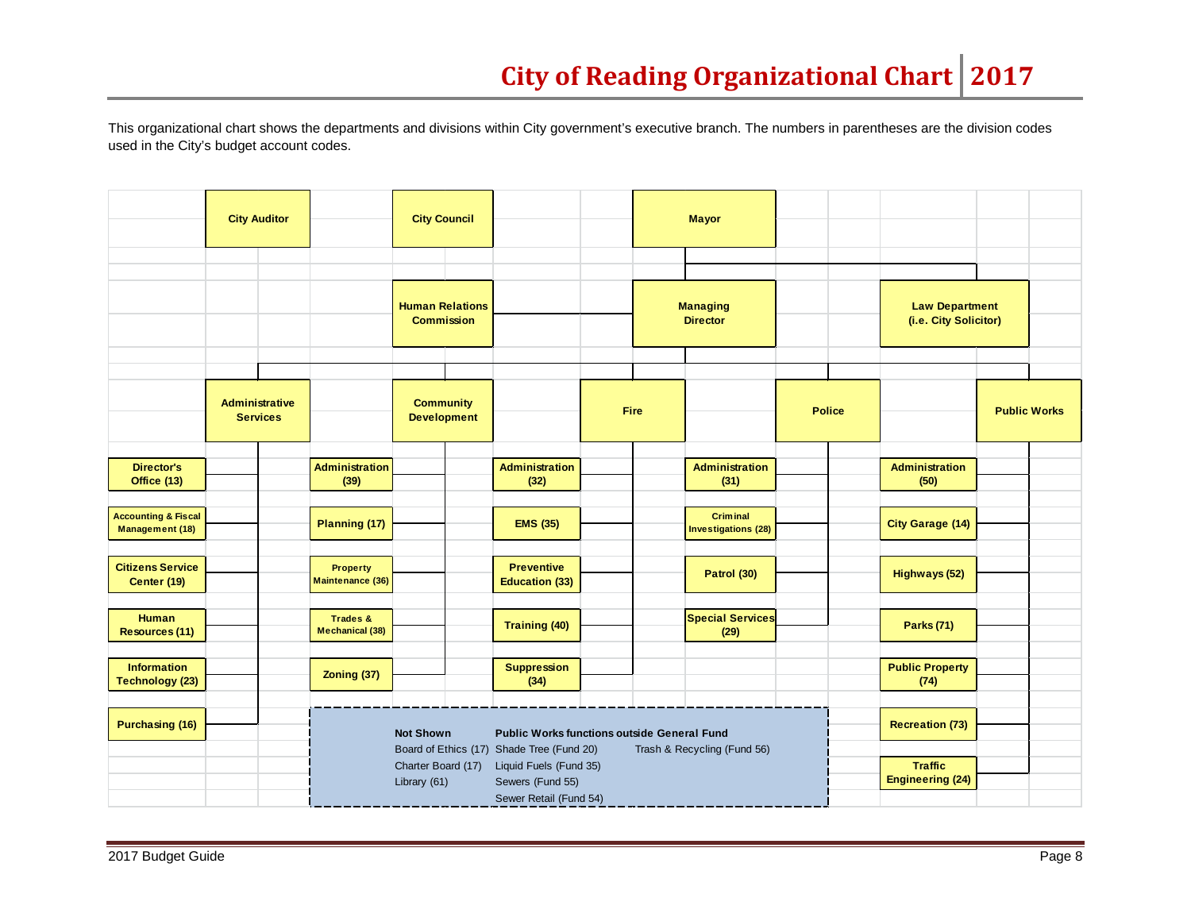# City of Reading Organizational Chart | 2017

This organizational chart shows the departments and divisions within City government's executive branch. The numbers in parentheses are the division codes used in the City's budget account codes.

- **City Auditor**
- **City Council**
- **Mayor**
  - **Managing Director**
    - **Human Relations Commission**
    - **Administrative Services**
      - Director's Office (13)
      - Accounting & Fiscal Management (18)
      - Citizens Service Center (19)
      - Human Resources (11)
      - Information Technology (23)
      - Purchasing (16)
    - **Community Development**
      - Administration (39)
      - Planning (17)
      - Property Maintenance (36)
      - Trades & Mechanical (38)
      - Zoning (37)
    - **Fire**
      - Administration (32)
      - EMS (35)
      - Preventive Education (33)
      - Training (40)
      - Suppression (34)
    - **Police**
      - Administration (31)
      - Criminal Investigations (28)
      - Patrol (30)
      - Special Services (29)
    - **Public Works**
      - Administration (50)
      - City Garage (14)
      - Highways (52)
      - Parks (71)
      - Public Property (74)
      - Recreation (73)
      - Traffic Engineering (24)
  - **Law Department (i.e. City Solicitor)**

| Not Shown | Public Works functions outside General Fund | |
|---|---|---|
| Board of Ethics (17) | Shade Tree (Fund 20) | Trash & Recycling (Fund 56) |
| Charter Board (17) | Liquid Fuels (Fund 35) | |
| Library (61) | Sewers (Fund 55) | |
| | Sewer Retail (Fund 54) | |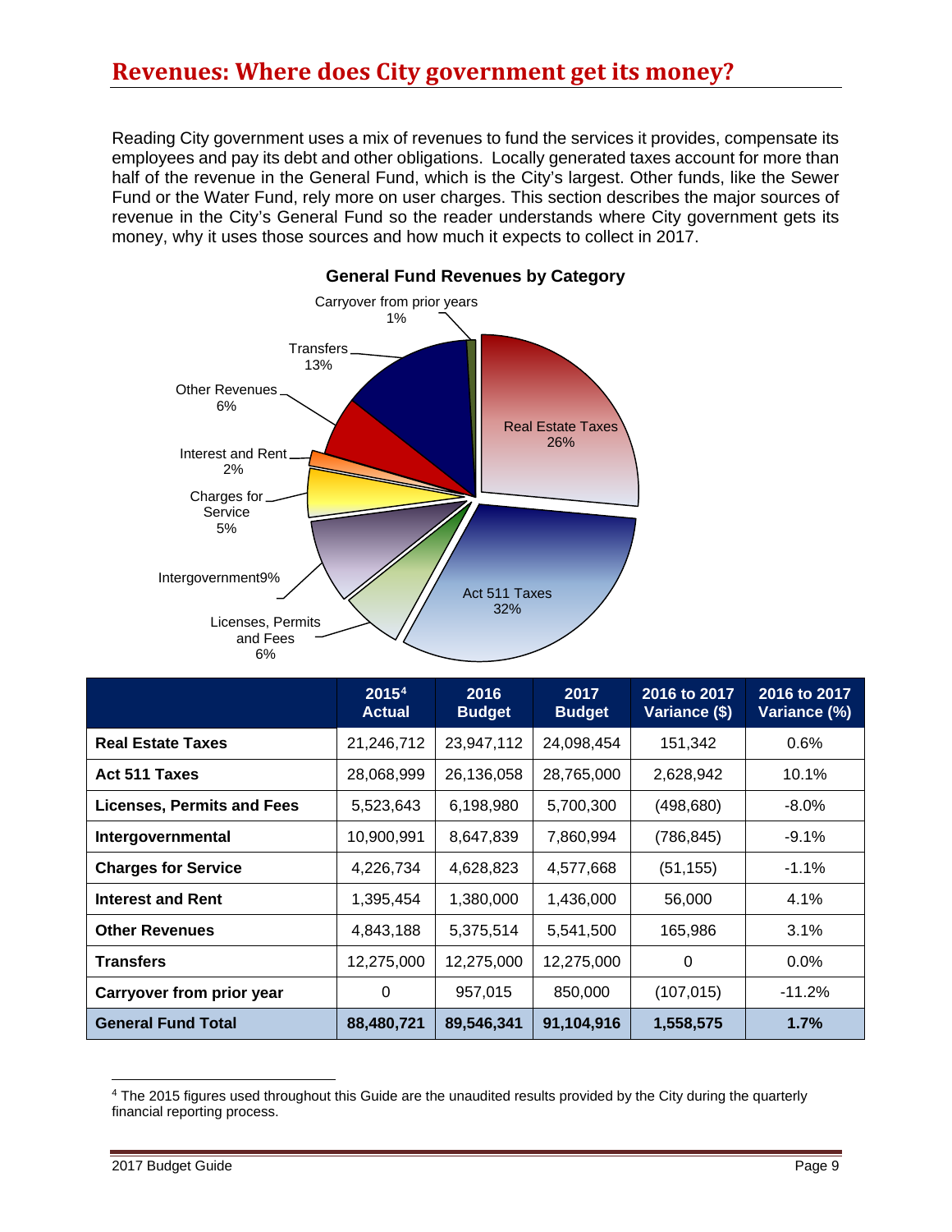## Revenues: Where does City government get its money?

Reading City government uses a mix of revenues to fund the services it provides, compensate its employees and pay its debt and other obligations. Locally generated taxes account for more than half of the revenue in the General Fund, which is the City's largest. Other funds, like the Sewer Fund or the Water Fund, rely more on user charges. This section describes the major sources of revenue in the City's General Fund so the reader understands where City government gets its money, why it uses those sources and how much it expects to collect in 2017.

**General Fund Revenues by Category**

Carryover from prior years 1%
Transfers 13%
Other Revenues 6%
Interest and Rent 2%
Charges for Service 5%
Intergovernment 9%
Licenses, Permits and Fees 6%
Act 511 Taxes 32%
Real Estate Taxes 26%

| | 2015[4] Actual | 2016 Budget | 2017 Budget | 2016 to 2017 Variance ($) | 2016 to 2017 Variance (%) |
|---|---|---|---|---|---|
| **Real Estate Taxes** | 21,246,712 | 23,947,112 | 24,098,454 | 151,342 | 0.6% |
| **Act 511 Taxes** | 28,068,999 | 26,136,058 | 28,765,000 | 2,628,942 | 10.1% |
| **Licenses, Permits and Fees** | 5,523,643 | 6,198,980 | 5,700,300 | (498,680) | -8.0% |
| **Intergovernmental** | 10,900,991 | 8,647,839 | 7,860,994 | (786,845) | -9.1% |
| **Charges for Service** | 4,226,734 | 4,628,823 | 4,577,668 | (51,155) | -1.1% |
| **Interest and Rent** | 1,395,454 | 1,380,000 | 1,436,000 | 56,000 | 4.1% |
| **Other Revenues** | 4,843,188 | 5,375,514 | 5,541,500 | 165,986 | 3.1% |
| **Transfers** | 12,275,000 | 12,275,000 | 12,275,000 | 0 | 0.0% |
| **Carryover from prior year** | 0 | 957,015 | 850,000 | (107,015) | -11.2% |
| **General Fund Total** | **88,480,721** | **89,546,341** | **91,104,916** | **1,558,575** | **1.7%** |

[4] The 2015 figures used throughout this Guide are the unaudited results provided by the City during the quarterly financial reporting process.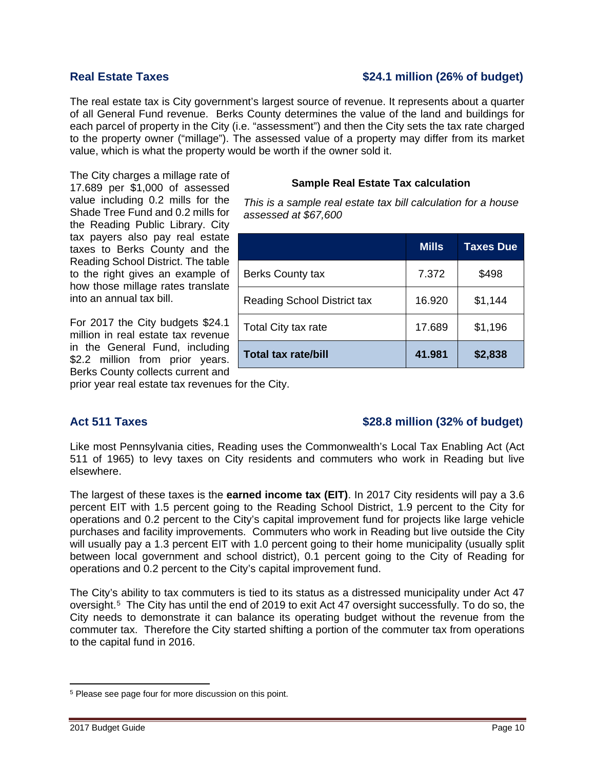## Real Estate Taxes — $24.1 million (26% of budget)

The real estate tax is City government's largest source of revenue. It represents about a quarter of all General Fund revenue. Berks County determines the value of the land and buildings for each parcel of property in the City (i.e. "assessment") and then the City sets the tax rate charged to the property owner ("millage"). The assessed value of a property may differ from its market value, which is what the property would be worth if the owner sold it.

The City charges a millage rate of 17.689 per $1,000 of assessed value including 0.2 mills for the Shade Tree Fund and 0.2 mills for the Reading Public Library. City tax payers also pay real estate taxes to Berks County and the Reading School District. The table to the right gives an example of how those millage rates translate into an annual tax bill.

**Sample Real Estate Tax calculation**

*This is a sample real estate tax bill calculation for a house assessed at $67,600*

| | Mills | Taxes Due |
|---|---|---|
| Berks County tax | 7.372 | $498 |
| Reading School District tax | 16.920 | $1,144 |
| Total City tax rate | 17.689 | $1,196 |
| **Total tax rate/bill** | **41.981** | **$2,838** |

For 2017 the City budgets $24.1 million in real estate tax revenue in the General Fund, including $2.2 million from prior years. Berks County collects current and prior year real estate tax revenues for the City.

## Act 511 Taxes — $28.8 million (32% of budget)

Like most Pennsylvania cities, Reading uses the Commonwealth's Local Tax Enabling Act (Act 511 of 1965) to levy taxes on City residents and commuters who work in Reading but live elsewhere.

The largest of these taxes is the **earned income tax (EIT)**. In 2017 City residents will pay a 3.6 percent EIT with 1.5 percent going to the Reading School District, 1.9 percent to the City for operations and 0.2 percent to the City's capital improvement fund for projects like large vehicle purchases and facility improvements. Commuters who work in Reading but live outside the City will usually pay a 1.3 percent EIT with 1.0 percent going to their home municipality (usually split between local government and school district), 0.1 percent going to the City of Reading for operations and 0.2 percent to the City's capital improvement fund.

The City's ability to tax commuters is tied to its status as a distressed municipality under Act 47 oversight.[5] The City has until the end of 2019 to exit Act 47 oversight successfully. To do so, the City needs to demonstrate it can balance its operating budget without the revenue from the commuter tax. Therefore the City started shifting a portion of the commuter tax from operations to the capital fund in 2016.

[5] Please see page four for more discussion on this point.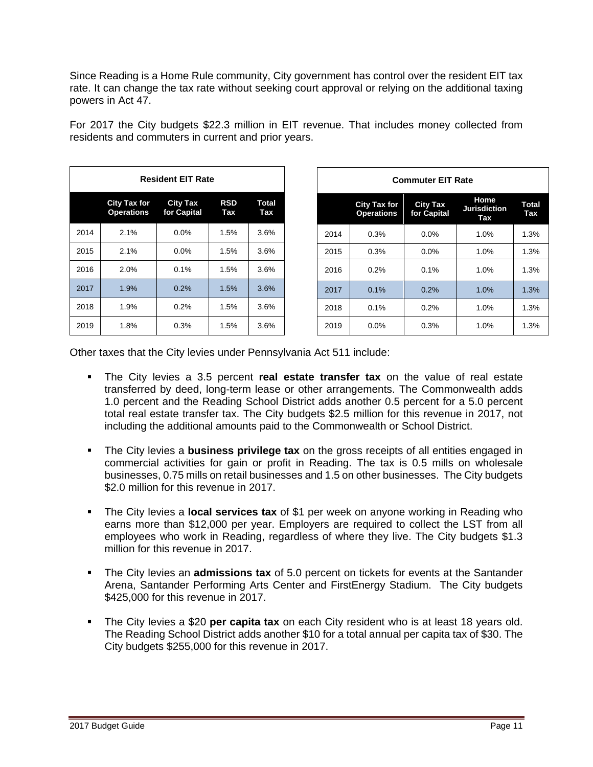Since Reading is a Home Rule community, City government has control over the resident EIT tax rate. It can change the tax rate without seeking court approval or relying on the additional taxing powers in Act 47.

For 2017 the City budgets $22.3 million in EIT revenue. That includes money collected from residents and commuters in current and prior years.

| Resident EIT Rate | | | | |
|---|---|---|---|---|
| | City Tax for Operations | City Tax for Capital | RSD Tax | Total Tax |
| 2014 | 2.1% | 0.0% | 1.5% | 3.6% |
| 2015 | 2.1% | 0.0% | 1.5% | 3.6% |
| 2016 | 2.0% | 0.1% | 1.5% | 3.6% |
| 2017 | 1.9% | 0.2% | 1.5% | 3.6% |
| 2018 | 1.9% | 0.2% | 1.5% | 3.6% |
| 2019 | 1.8% | 0.3% | 1.5% | 3.6% |

| Commuter EIT Rate | | | | |
|---|---|---|---|---|
| | City Tax for Operations | City Tax for Capital | Home Jurisdiction Tax | Total Tax |
| 2014 | 0.3% | 0.0% | 1.0% | 1.3% |
| 2015 | 0.3% | 0.0% | 1.0% | 1.3% |
| 2016 | 0.2% | 0.1% | 1.0% | 1.3% |
| 2017 | 0.1% | 0.2% | 1.0% | 1.3% |
| 2018 | 0.1% | 0.2% | 1.0% | 1.3% |
| 2019 | 0.0% | 0.3% | 1.0% | 1.3% |

Other taxes that the City levies under Pennsylvania Act 511 include:

- The City levies a 3.5 percent **real estate transfer tax** on the value of real estate transferred by deed, long-term lease or other arrangements. The Commonwealth adds 1.0 percent and the Reading School District adds another 0.5 percent for a 5.0 percent total real estate transfer tax. The City budgets $2.5 million for this revenue in 2017, not including the additional amounts paid to the Commonwealth or School District.
- The City levies a **business privilege tax** on the gross receipts of all entities engaged in commercial activities for gain or profit in Reading. The tax is 0.5 mills on wholesale businesses, 0.75 mills on retail businesses and 1.5 on other businesses. The City budgets $2.0 million for this revenue in 2017.
- The City levies a **local services tax** of $1 per week on anyone working in Reading who earns more than $12,000 per year. Employers are required to collect the LST from all employees who work in Reading, regardless of where they live. The City budgets $1.3 million for this revenue in 2017.
- The City levies an **admissions tax** of 5.0 percent on tickets for events at the Santander Arena, Santander Performing Arts Center and FirstEnergy Stadium. The City budgets $425,000 for this revenue in 2017.
- The City levies a $20 **per capita tax** on each City resident who is at least 18 years old. The Reading School District adds another $10 for a total annual per capita tax of $30. The City budgets $255,000 for this revenue in 2017.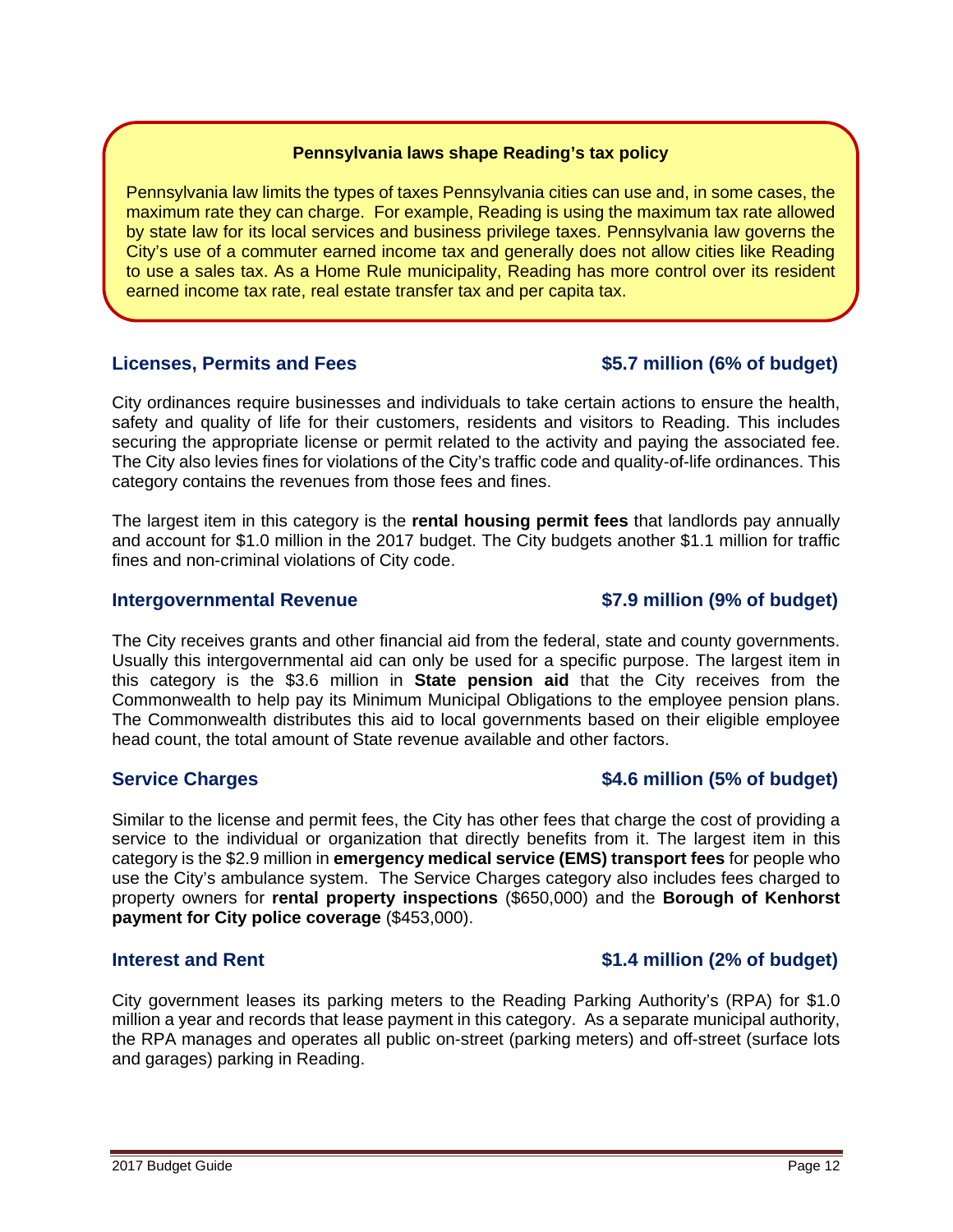**Pennsylvania laws shape Reading's tax policy**

Pennsylvania law limits the types of taxes Pennsylvania cities can use and, in some cases, the maximum rate they can charge. For example, Reading is using the maximum tax rate allowed by state law for its local services and business privilege taxes. Pennsylvania law governs the City's use of a commuter earned income tax and generally does not allow cities like Reading to use a sales tax. As a Home Rule municipality, Reading has more control over its resident earned income tax rate, real estate transfer tax and per capita tax.

### Licenses, Permits and Fees — $5.7 million (6% of budget)

City ordinances require businesses and individuals to take certain actions to ensure the health, safety and quality of life for their customers, residents and visitors to Reading. This includes securing the appropriate license or permit related to the activity and paying the associated fee. The City also levies fines for violations of the City's traffic code and quality-of-life ordinances. This category contains the revenues from those fees and fines.

The largest item in this category is the **rental housing permit fees** that landlords pay annually and account for $1.0 million in the 2017 budget. The City budgets another $1.1 million for traffic fines and non-criminal violations of City code.

### Intergovernmental Revenue — $7.9 million (9% of budget)

The City receives grants and other financial aid from the federal, state and county governments. Usually this intergovernmental aid can only be used for a specific purpose. The largest item in this category is the $3.6 million in **State pension aid** that the City receives from the Commonwealth to help pay its Minimum Municipal Obligations to the employee pension plans. The Commonwealth distributes this aid to local governments based on their eligible employee head count, the total amount of State revenue available and other factors.

### Service Charges — $4.6 million (5% of budget)

Similar to the license and permit fees, the City has other fees that charge the cost of providing a service to the individual or organization that directly benefits from it. The largest item in this category is the $2.9 million in **emergency medical service (EMS) transport fees** for people who use the City's ambulance system. The Service Charges category also includes fees charged to property owners for **rental property inspections** ($650,000) and the **Borough of Kenhorst payment for City police coverage** ($453,000).

### Interest and Rent — $1.4 million (2% of budget)

City government leases its parking meters to the Reading Parking Authority's (RPA) for $1.0 million a year and records that lease payment in this category. As a separate municipal authority, the RPA manages and operates all public on-street (parking meters) and off-street (surface lots and garages) parking in Reading.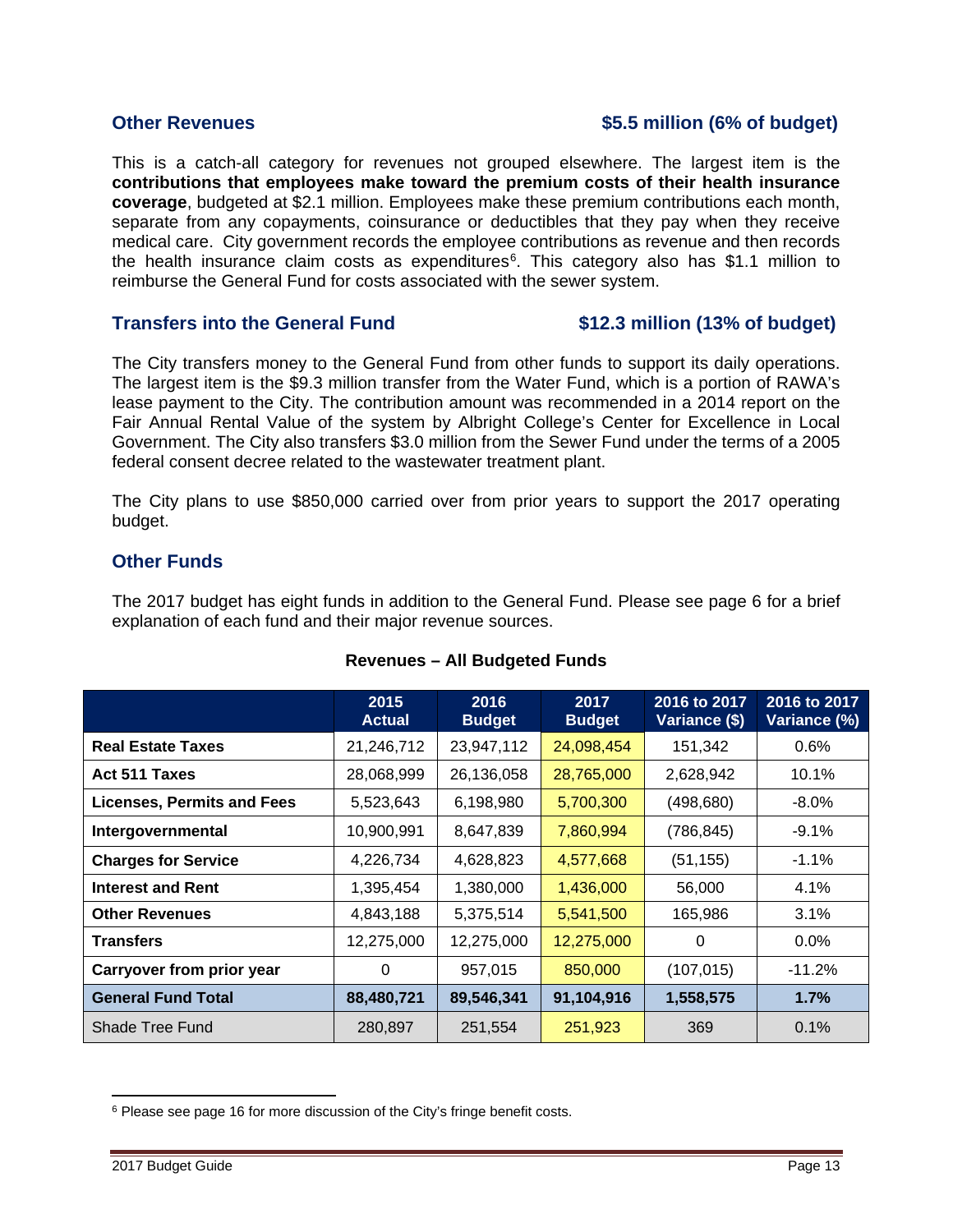## Other Revenues — $5.5 million (6% of budget)

This is a catch-all category for revenues not grouped elsewhere. The largest item is the **contributions that employees make toward the premium costs of their health insurance coverage**, budgeted at $2.1 million. Employees make these premium contributions each month, separate from any copayments, coinsurance or deductibles that they pay when they receive medical care. City government records the employee contributions as revenue and then records the health insurance claim costs as expenditures[6]. This category also has $1.1 million to reimburse the General Fund for costs associated with the sewer system.

## Transfers into the General Fund — $12.3 million (13% of budget)

The City transfers money to the General Fund from other funds to support its daily operations. The largest item is the $9.3 million transfer from the Water Fund, which is a portion of RAWA's lease payment to the City. The contribution amount was recommended in a 2014 report on the Fair Annual Rental Value of the system by Albright College's Center for Excellence in Local Government. The City also transfers $3.0 million from the Sewer Fund under the terms of a 2005 federal consent decree related to the wastewater treatment plant.

The City plans to use $850,000 carried over from prior years to support the 2017 operating budget.

## Other Funds

The 2017 budget has eight funds in addition to the General Fund. Please see page 6 for a brief explanation of each fund and their major revenue sources.

**Revenues – All Budgeted Funds**

| | 2015 Actual | 2016 Budget | 2017 Budget | 2016 to 2017 Variance ($) | 2016 to 2017 Variance (%) |
|---|---|---|---|---|---|
| **Real Estate Taxes** | 21,246,712 | 23,947,112 | 24,098,454 | 151,342 | 0.6% |
| **Act 511 Taxes** | 28,068,999 | 26,136,058 | 28,765,000 | 2,628,942 | 10.1% |
| **Licenses, Permits and Fees** | 5,523,643 | 6,198,980 | 5,700,300 | (498,680) | -8.0% |
| **Intergovernmental** | 10,900,991 | 8,647,839 | 7,860,994 | (786,845) | -9.1% |
| **Charges for Service** | 4,226,734 | 4,628,823 | 4,577,668 | (51,155) | -1.1% |
| **Interest and Rent** | 1,395,454 | 1,380,000 | 1,436,000 | 56,000 | 4.1% |
| **Other Revenues** | 4,843,188 | 5,375,514 | 5,541,500 | 165,986 | 3.1% |
| **Transfers** | 12,275,000 | 12,275,000 | 12,275,000 | 0 | 0.0% |
| **Carryover from prior year** | 0 | 957,015 | 850,000 | (107,015) | -11.2% |
| **General Fund Total** | **88,480,721** | **89,546,341** | **91,104,916** | **1,558,575** | **1.7%** |
| Shade Tree Fund | 280,897 | 251,554 | 251,923 | 369 | 0.1% |

[6] Please see page 16 for more discussion of the City's fringe benefit costs.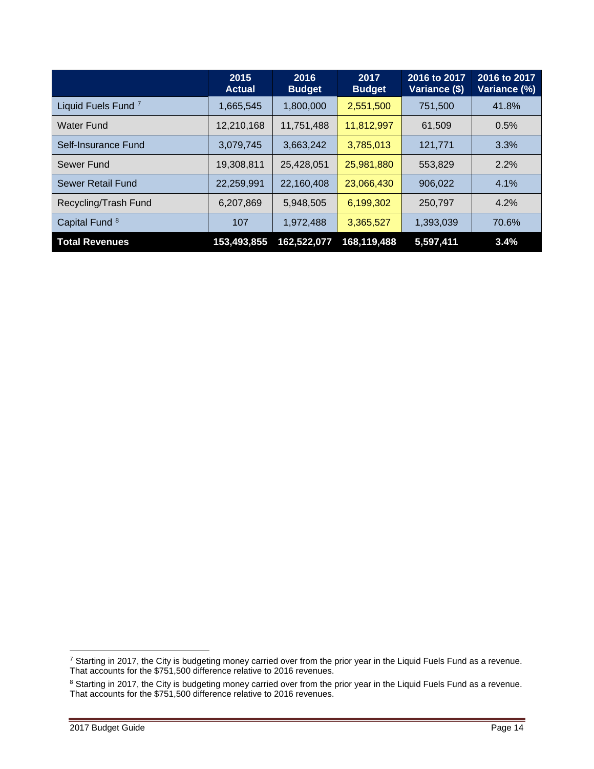| | 2015 Actual | 2016 Budget | 2017 Budget | 2016 to 2017 Variance ($) | 2016 to 2017 Variance (%) |
|---|---|---|---|---|---|
| Liquid Fuels Fund [7] | 1,665,545 | 1,800,000 | 2,551,500 | 751,500 | 41.8% |
| Water Fund | 12,210,168 | 11,751,488 | 11,812,997 | 61,509 | 0.5% |
| Self-Insurance Fund | 3,079,745 | 3,663,242 | 3,785,013 | 121,771 | 3.3% |
| Sewer Fund | 19,308,811 | 25,428,051 | 25,981,880 | 553,829 | 2.2% |
| Sewer Retail Fund | 22,259,991 | 22,160,408 | 23,066,430 | 906,022 | 4.1% |
| Recycling/Trash Fund | 6,207,869 | 5,948,505 | 6,199,302 | 250,797 | 4.2% |
| Capital Fund [8] | 107 | 1,972,488 | 3,365,527 | 1,393,039 | 70.6% |
| **Total Revenues** | **153,493,855** | **162,522,077** | **168,119,488** | **5,597,411** | **3.4%** |

[7] Starting in 2017, the City is budgeting money carried over from the prior year in the Liquid Fuels Fund as a revenue. That accounts for the $751,500 difference relative to 2016 revenues.

[8] Starting in 2017, the City is budgeting money carried over from the prior year in the Liquid Fuels Fund as a revenue. That accounts for the $751,500 difference relative to 2016 revenues.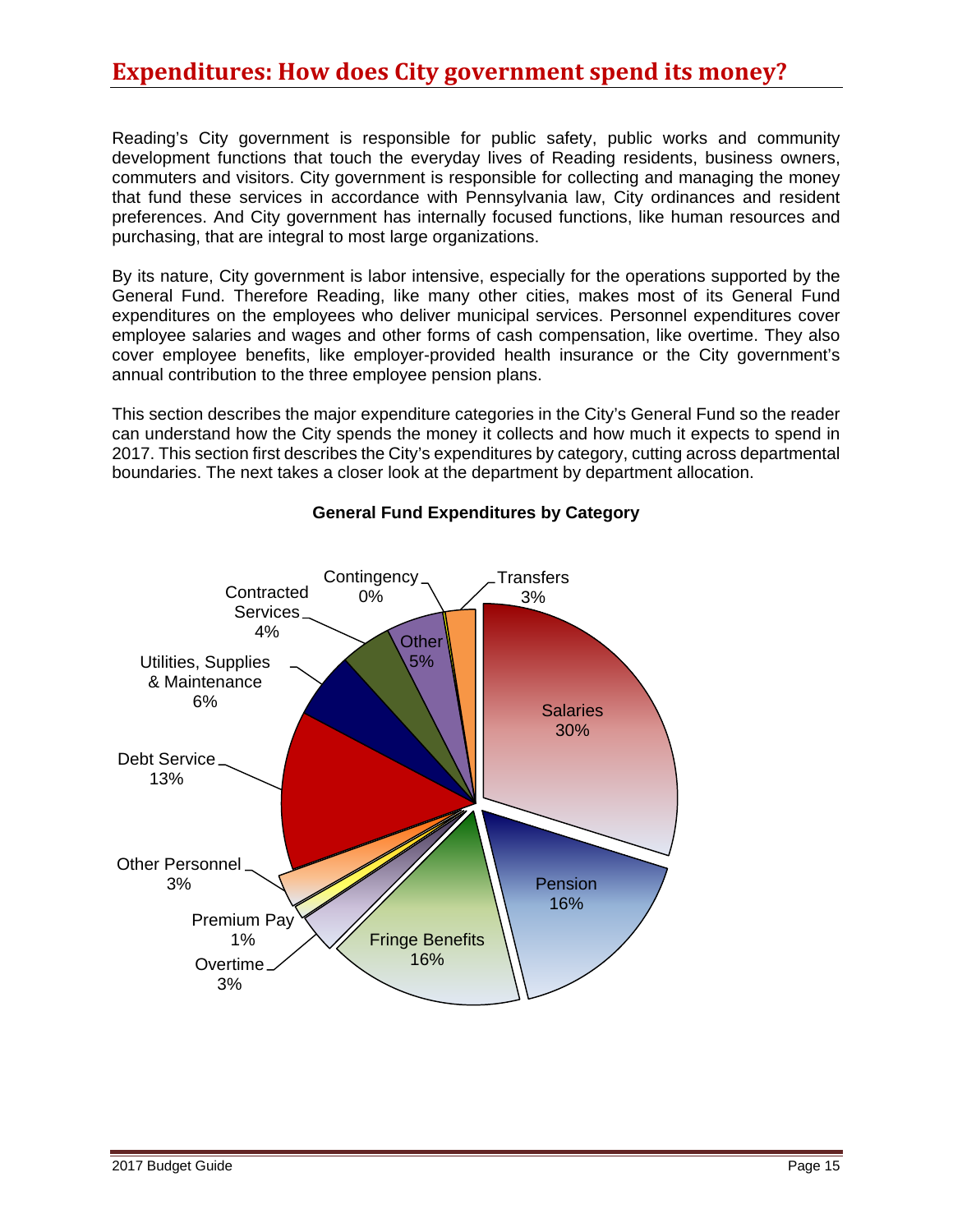# Expenditures: How does City government spend its money?

Reading's City government is responsible for public safety, public works and community development functions that touch the everyday lives of Reading residents, business owners, commuters and visitors. City government is responsible for collecting and managing the money that fund these services in accordance with Pennsylvania law, City ordinances and resident preferences. And City government has internally focused functions, like human resources and purchasing, that are integral to most large organizations.

By its nature, City government is labor intensive, especially for the operations supported by the General Fund. Therefore Reading, like many other cities, makes most of its General Fund expenditures on the employees who deliver municipal services. Personnel expenditures cover employee salaries and wages and other forms of cash compensation, like overtime. They also cover employee benefits, like employer-provided health insurance or the City government's annual contribution to the three employee pension plans.

This section describes the major expenditure categories in the City's General Fund so the reader can understand how the City spends the money it collects and how much it expects to spend in 2017. This section first describes the City's expenditures by category, cutting across departmental boundaries. The next takes a closer look at the department by department allocation.

**General Fund Expenditures by Category**

| Category | Share |
|---|---|
| Salaries | 30% |
| Pension | 16% |
| Fringe Benefits | 16% |
| Overtime | 3% |
| Premium Pay | 1% |
| Other Personnel | 3% |
| Debt Service | 13% |
| Utilities, Supplies & Maintenance | 6% |
| Contracted Services | 4% |
| Other | 5% |
| Contingency | 0% |
| Transfers | 3% |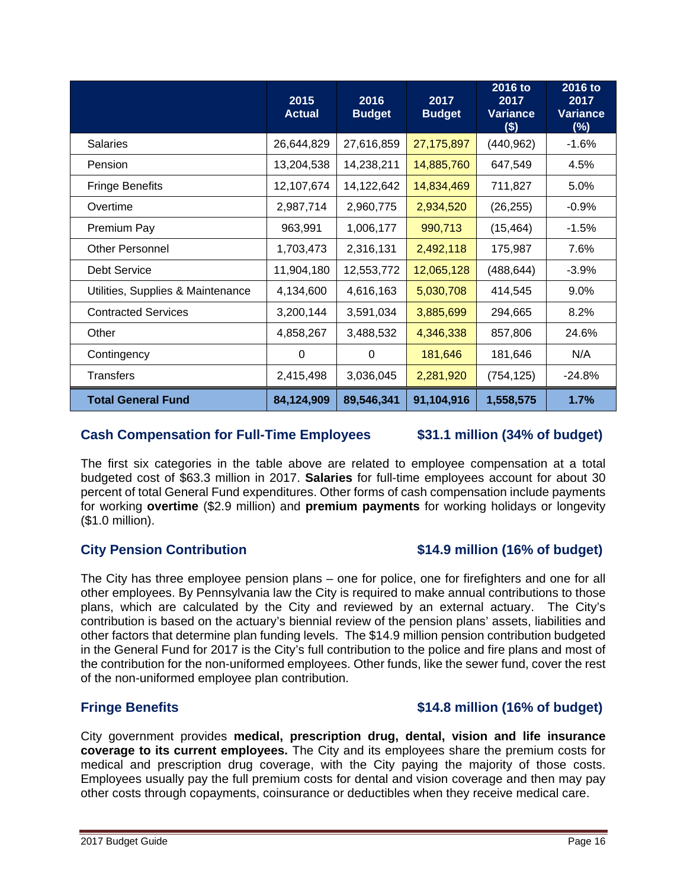| | 2015 Actual | 2016 Budget | 2017 Budget | 2016 to 2017 Variance ($) | 2016 to 2017 Variance (%) |
|---|---|---|---|---|---|
| Salaries | 26,644,829 | 27,616,859 | 27,175,897 | (440,962) | -1.6% |
| Pension | 13,204,538 | 14,238,211 | 14,885,760 | 647,549 | 4.5% |
| Fringe Benefits | 12,107,674 | 14,122,642 | 14,834,469 | 711,827 | 5.0% |
| Overtime | 2,987,714 | 2,960,775 | 2,934,520 | (26,255) | -0.9% |
| Premium Pay | 963,991 | 1,006,177 | 990,713 | (15,464) | -1.5% |
| Other Personnel | 1,703,473 | 2,316,131 | 2,492,118 | 175,987 | 7.6% |
| Debt Service | 11,904,180 | 12,553,772 | 12,065,128 | (488,644) | -3.9% |
| Utilities, Supplies & Maintenance | 4,134,600 | 4,616,163 | 5,030,708 | 414,545 | 9.0% |
| Contracted Services | 3,200,144 | 3,591,034 | 3,885,699 | 294,665 | 8.2% |
| Other | 4,858,267 | 3,488,532 | 4,346,338 | 857,806 | 24.6% |
| Contingency | 0 | 0 | 181,646 | 181,646 | N/A |
| Transfers | 2,415,498 | 3,036,045 | 2,281,920 | (754,125) | -24.8% |
| **Total General Fund** | **84,124,909** | **89,546,341** | **91,104,916** | **1,558,575** | **1.7%** |

## Cash Compensation for Full-Time Employees — $31.1 million (34% of budget)

The first six categories in the table above are related to employee compensation at a total budgeted cost of $63.3 million in 2017. **Salaries** for full-time employees account for about 30 percent of total General Fund expenditures. Other forms of cash compensation include payments for working **overtime** ($2.9 million) and **premium payments** for working holidays or longevity ($1.0 million).

## City Pension Contribution — $14.9 million (16% of budget)

The City has three employee pension plans – one for police, one for firefighters and one for all other employees. By Pennsylvania law the City is required to make annual contributions to those plans, which are calculated by the City and reviewed by an external actuary. The City's contribution is based on the actuary's biennial review of the pension plans' assets, liabilities and other factors that determine plan funding levels. The $14.9 million pension contribution budgeted in the General Fund for 2017 is the City's full contribution to the police and fire plans and most of the contribution for the non-uniformed employees. Other funds, like the sewer fund, cover the rest of the non-uniformed employee plan contribution.

## Fringe Benefits — $14.8 million (16% of budget)

City government provides **medical, prescription drug, dental, vision and life insurance coverage to its current employees.** The City and its employees share the premium costs for medical and prescription drug coverage, with the City paying the majority of those costs. Employees usually pay the full premium costs for dental and vision coverage and then may pay other costs through copayments, coinsurance or deductibles when they receive medical care.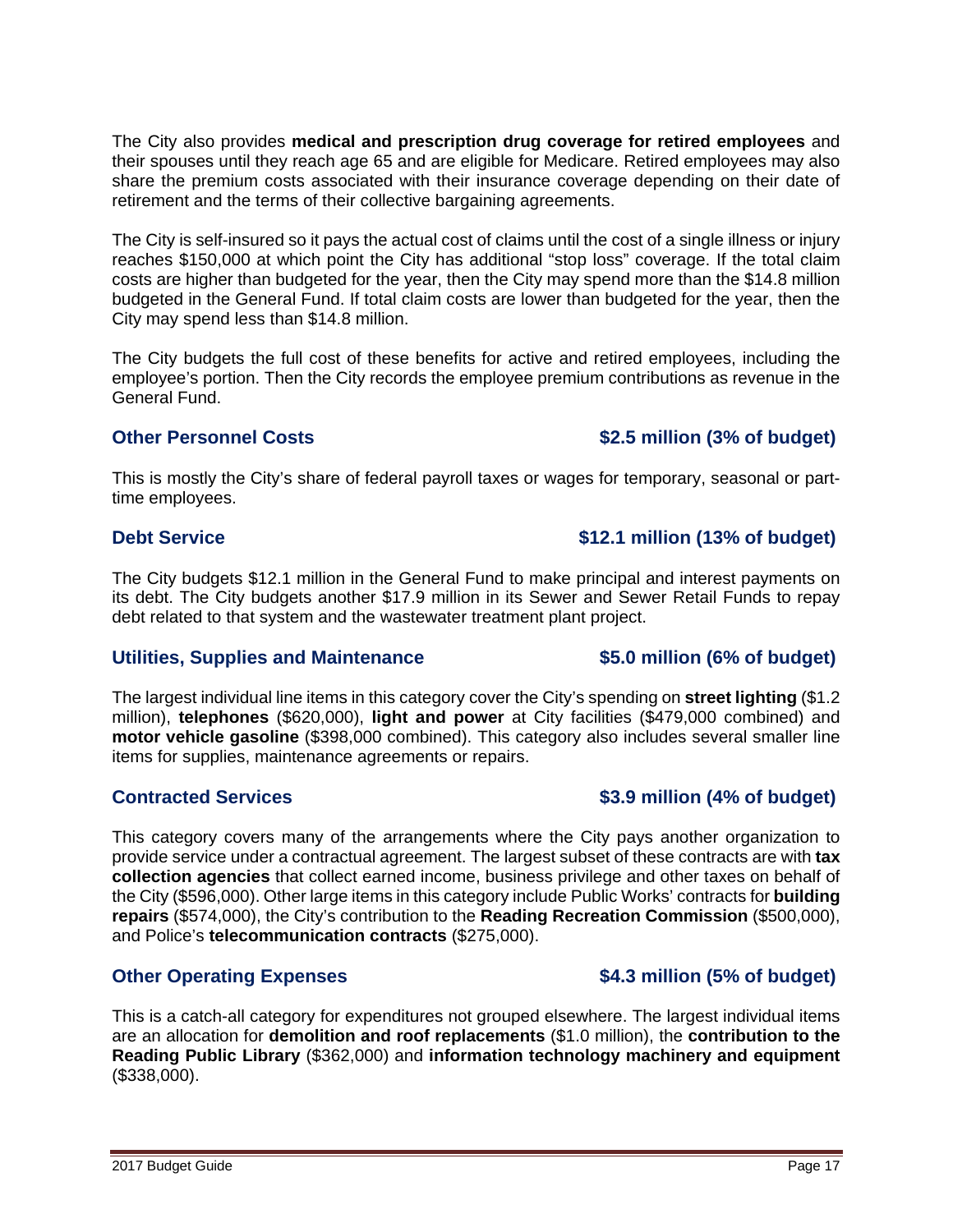The City also provides **medical and prescription drug coverage for retired employees** and their spouses until they reach age 65 and are eligible for Medicare. Retired employees may also share the premium costs associated with their insurance coverage depending on their date of retirement and the terms of their collective bargaining agreements.

The City is self-insured so it pays the actual cost of claims until the cost of a single illness or injury reaches $150,000 at which point the City has additional "stop loss" coverage. If the total claim costs are higher than budgeted for the year, then the City may spend more than the $14.8 million budgeted in the General Fund. If total claim costs are lower than budgeted for the year, then the City may spend less than $14.8 million.

The City budgets the full cost of these benefits for active and retired employees, including the employee's portion. Then the City records the employee premium contributions as revenue in the General Fund.

### Other Personnel Costs — $2.5 million (3% of budget)

This is mostly the City's share of federal payroll taxes or wages for temporary, seasonal or part-time employees.

### Debt Service — $12.1 million (13% of budget)

The City budgets $12.1 million in the General Fund to make principal and interest payments on its debt. The City budgets another $17.9 million in its Sewer and Sewer Retail Funds to repay debt related to that system and the wastewater treatment plant project.

### Utilities, Supplies and Maintenance — $5.0 million (6% of budget)

The largest individual line items in this category cover the City's spending on **street lighting** ($1.2 million), **telephones** ($620,000), **light and power** at City facilities ($479,000 combined) and **motor vehicle gasoline** ($398,000 combined). This category also includes several smaller line items for supplies, maintenance agreements or repairs.

### Contracted Services — $3.9 million (4% of budget)

This category covers many of the arrangements where the City pays another organization to provide service under a contractual agreement. The largest subset of these contracts are with **tax collection agencies** that collect earned income, business privilege and other taxes on behalf of the City ($596,000). Other large items in this category include Public Works' contracts for **building repairs** ($574,000), the City's contribution to the **Reading Recreation Commission** ($500,000), and Police's **telecommunication contracts** ($275,000).

### Other Operating Expenses — $4.3 million (5% of budget)

This is a catch-all category for expenditures not grouped elsewhere. The largest individual items are an allocation for **demolition and roof replacements** ($1.0 million), the **contribution to the Reading Public Library** ($362,000) and **information technology machinery and equipment** ($338,000).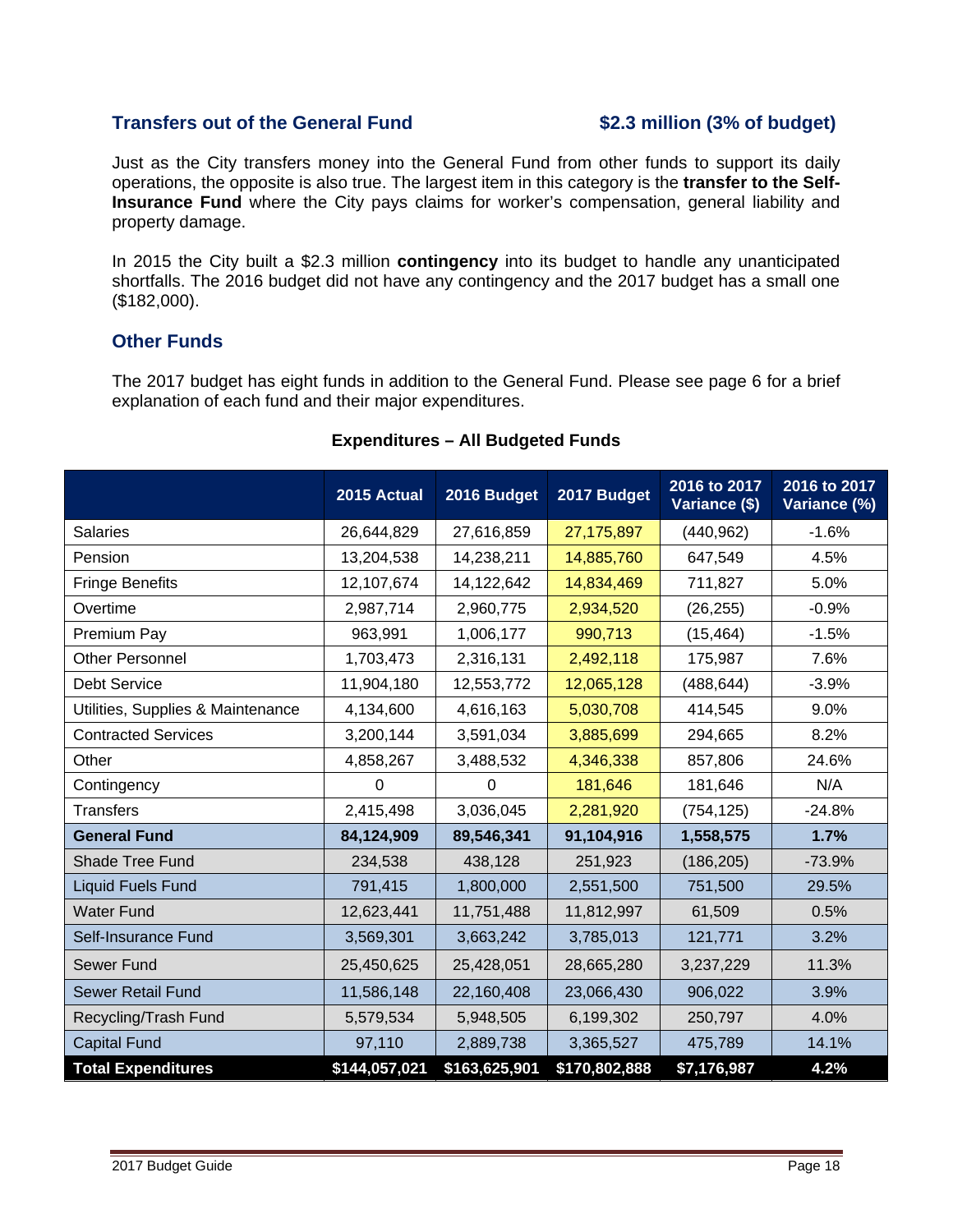## Transfers out of the General Fund $2.3 million (3% of budget)

Just as the City transfers money into the General Fund from other funds to support its daily operations, the opposite is also true. The largest item in this category is the **transfer to the Self-Insurance Fund** where the City pays claims for worker's compensation, general liability and property damage.

In 2015 the City built a $2.3 million **contingency** into its budget to handle any unanticipated shortfalls. The 2016 budget did not have any contingency and the 2017 budget has a small one ($182,000).

## Other Funds

The 2017 budget has eight funds in addition to the General Fund. Please see page 6 for a brief explanation of each fund and their major expenditures.

**Expenditures – All Budgeted Funds**

| | 2015 Actual | 2016 Budget | 2017 Budget | 2016 to 2017 Variance ($) | 2016 to 2017 Variance (%) |
|---|---|---|---|---|---|
| Salaries | 26,644,829 | 27,616,859 | 27,175,897 | (440,962) | -1.6% |
| Pension | 13,204,538 | 14,238,211 | 14,885,760 | 647,549 | 4.5% |
| Fringe Benefits | 12,107,674 | 14,122,642 | 14,834,469 | 711,827 | 5.0% |
| Overtime | 2,987,714 | 2,960,775 | 2,934,520 | (26,255) | -0.9% |
| Premium Pay | 963,991 | 1,006,177 | 990,713 | (15,464) | -1.5% |
| Other Personnel | 1,703,473 | 2,316,131 | 2,492,118 | 175,987 | 7.6% |
| Debt Service | 11,904,180 | 12,553,772 | 12,065,128 | (488,644) | -3.9% |
| Utilities, Supplies & Maintenance | 4,134,600 | 4,616,163 | 5,030,708 | 414,545 | 9.0% |
| Contracted Services | 3,200,144 | 3,591,034 | 3,885,699 | 294,665 | 8.2% |
| Other | 4,858,267 | 3,488,532 | 4,346,338 | 857,806 | 24.6% |
| Contingency | 0 | 0 | 181,646 | 181,646 | N/A |
| Transfers | 2,415,498 | 3,036,045 | 2,281,920 | (754,125) | -24.8% |
| **General Fund** | **84,124,909** | **89,546,341** | **91,104,916** | **1,558,575** | **1.7%** |
| Shade Tree Fund | 234,538 | 438,128 | 251,923 | (186,205) | -73.9% |
| Liquid Fuels Fund | 791,415 | 1,800,000 | 2,551,500 | 751,500 | 29.5% |
| Water Fund | 12,623,441 | 11,751,488 | 11,812,997 | 61,509 | 0.5% |
| Self-Insurance Fund | 3,569,301 | 3,663,242 | 3,785,013 | 121,771 | 3.2% |
| Sewer Fund | 25,450,625 | 25,428,051 | 28,665,280 | 3,237,229 | 11.3% |
| Sewer Retail Fund | 11,586,148 | 22,160,408 | 23,066,430 | 906,022 | 3.9% |
| Recycling/Trash Fund | 5,579,534 | 5,948,505 | 6,199,302 | 250,797 | 4.0% |
| Capital Fund | 97,110 | 2,889,738 | 3,365,527 | 475,789 | 14.1% |
| **Total Expenditures** | **$144,057,021** | **$163,625,901** | **$170,802,888** | **$7,176,987** | **4.2%** |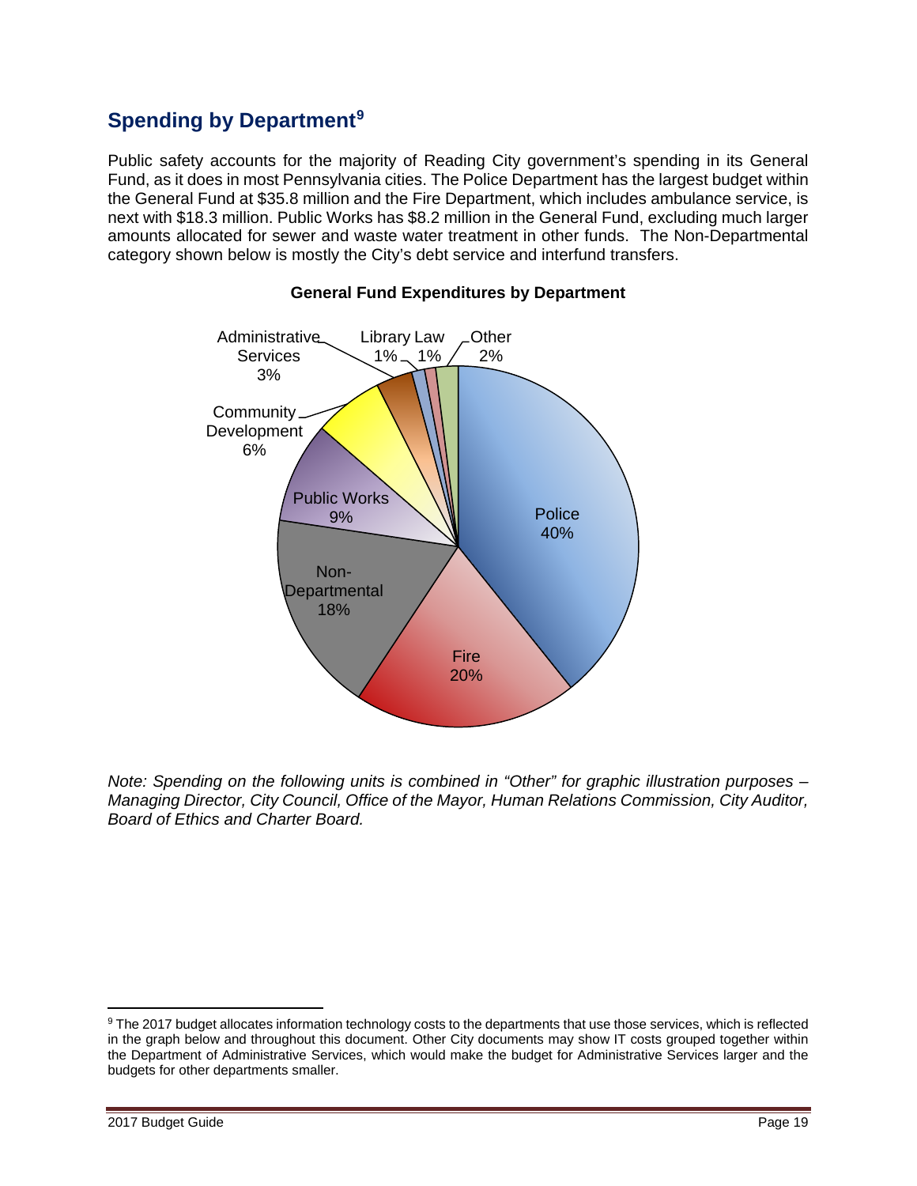## Spending by Department[9]

Public safety accounts for the majority of Reading City government's spending in its General Fund, as it does in most Pennsylvania cities. The Police Department has the largest budget within the General Fund at $35.8 million and the Fire Department, which includes ambulance service, is next with $18.3 million. Public Works has $8.2 million in the General Fund, excluding much larger amounts allocated for sewer and waste water treatment in other funds. The Non-Departmental category shown below is mostly the City's debt service and interfund transfers.

**General Fund Expenditures by Department**

| Department | Share |
|---|---|
| Police | 40% |
| Fire | 20% |
| Non-Departmental | 18% |
| Public Works | 9% |
| Community Development | 6% |
| Administrative Services | 3% |
| Library | 1% |
| Law | 1% |
| Other | 2% |

*Note: Spending on the following units is combined in "Other" for graphic illustration purposes – Managing Director, City Council, Office of the Mayor, Human Relations Commission, City Auditor, Board of Ethics and Charter Board.*

[9] The 2017 budget allocates information technology costs to the departments that use those services, which is reflected in the graph below and throughout this document. Other City documents may show IT costs grouped together within the Department of Administrative Services, which would make the budget for Administrative Services larger and the budgets for other departments smaller.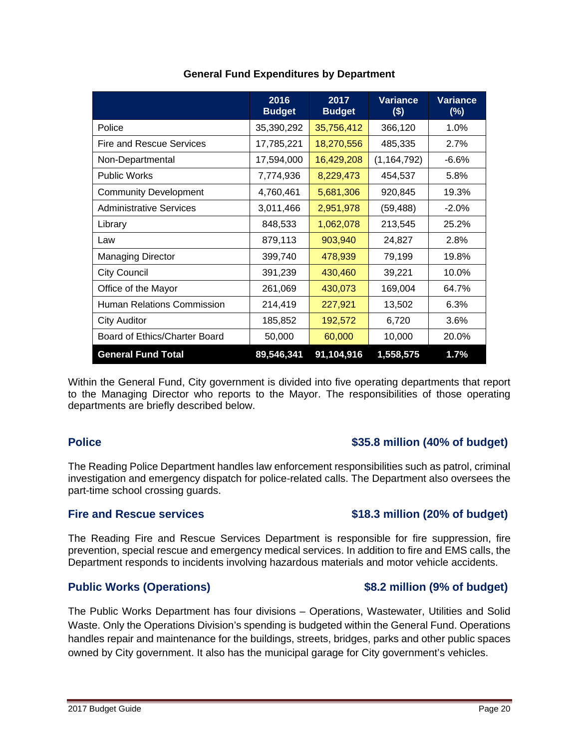**General Fund Expenditures by Department**

| | 2016 Budget | 2017 Budget | Variance ($) | Variance (%) |
|---|---|---|---|---|
| Police | 35,390,292 | 35,756,412 | 366,120 | 1.0% |
| Fire and Rescue Services | 17,785,221 | 18,270,556 | 485,335 | 2.7% |
| Non-Departmental | 17,594,000 | 16,429,208 | (1,164,792) | -6.6% |
| Public Works | 7,774,936 | 8,229,473 | 454,537 | 5.8% |
| Community Development | 4,760,461 | 5,681,306 | 920,845 | 19.3% |
| Administrative Services | 3,011,466 | 2,951,978 | (59,488) | -2.0% |
| Library | 848,533 | 1,062,078 | 213,545 | 25.2% |
| Law | 879,113 | 903,940 | 24,827 | 2.8% |
| Managing Director | 399,740 | 478,939 | 79,199 | 19.8% |
| City Council | 391,239 | 430,460 | 39,221 | 10.0% |
| Office of the Mayor | 261,069 | 430,073 | 169,004 | 64.7% |
| Human Relations Commission | 214,419 | 227,921 | 13,502 | 6.3% |
| City Auditor | 185,852 | 192,572 | 6,720 | 3.6% |
| Board of Ethics/Charter Board | 50,000 | 60,000 | 10,000 | 20.0% |
| **General Fund Total** | **89,546,341** | **91,104,916** | **1,558,575** | **1.7%** |

Within the General Fund, City government is divided into five operating departments that report to the Managing Director who reports to the Mayor. The responsibilities of those operating departments are briefly described below.

### Police — $35.8 million (40% of budget)

The Reading Police Department handles law enforcement responsibilities such as patrol, criminal investigation and emergency dispatch for police-related calls. The Department also oversees the part-time school crossing guards.

### Fire and Rescue services — $18.3 million (20% of budget)

The Reading Fire and Rescue Services Department is responsible for fire suppression, fire prevention, special rescue and emergency medical services. In addition to fire and EMS calls, the Department responds to incidents involving hazardous materials and motor vehicle accidents.

### Public Works (Operations) — $8.2 million (9% of budget)

The Public Works Department has four divisions – Operations, Wastewater, Utilities and Solid Waste. Only the Operations Division's spending is budgeted within the General Fund. Operations handles repair and maintenance for the buildings, streets, bridges, parks and other public spaces owned by City government. It also has the municipal garage for City government's vehicles.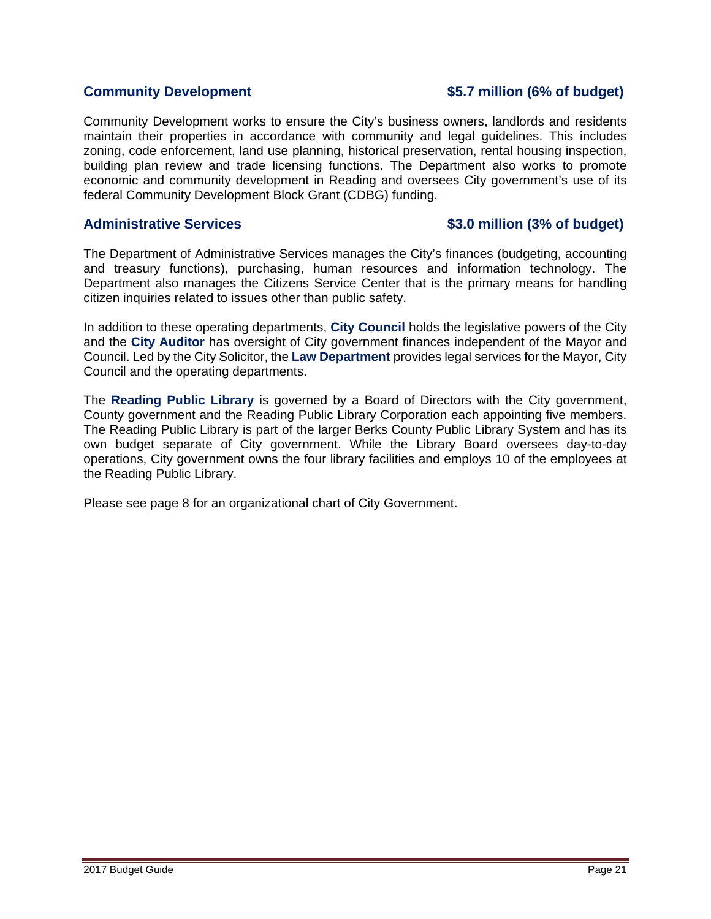### Community Development — $5.7 million (6% of budget)

Community Development works to ensure the City's business owners, landlords and residents maintain their properties in accordance with community and legal guidelines. This includes zoning, code enforcement, land use planning, historical preservation, rental housing inspection, building plan review and trade licensing functions. The Department also works to promote economic and community development in Reading and oversees City government's use of its federal Community Development Block Grant (CDBG) funding.

### Administrative Services — $3.0 million (3% of budget)

The Department of Administrative Services manages the City's finances (budgeting, accounting and treasury functions), purchasing, human resources and information technology. The Department also manages the Citizens Service Center that is the primary means for handling citizen inquiries related to issues other than public safety.

In addition to these operating departments, **City Council** holds the legislative powers of the City and the **City Auditor** has oversight of City government finances independent of the Mayor and Council. Led by the City Solicitor, the **Law Department** provides legal services for the Mayor, City Council and the operating departments.

The **Reading Public Library** is governed by a Board of Directors with the City government, County government and the Reading Public Library Corporation each appointing five members. The Reading Public Library is part of the larger Berks County Public Library System and has its own budget separate of City government. While the Library Board oversees day-to-day operations, City government owns the four library facilities and employs 10 of the employees at the Reading Public Library.

Please see page 8 for an organizational chart of City Government.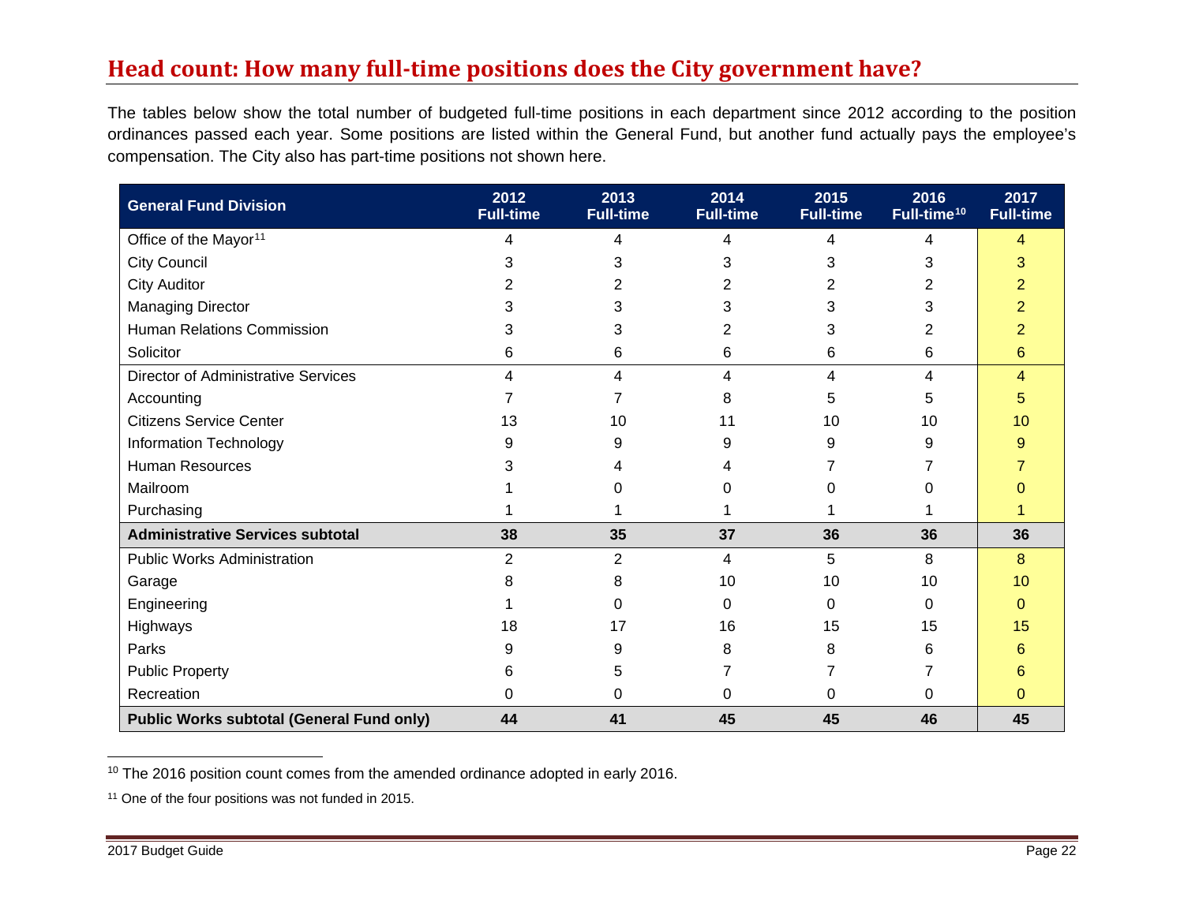## Head count: How many full-time positions does the City government have?

The tables below show the total number of budgeted full-time positions in each department since 2012 according to the position ordinances passed each year. Some positions are listed within the General Fund, but another fund actually pays the employee's compensation. The City also has part-time positions not shown here.

| General Fund Division | 2012 Full-time | 2013 Full-time | 2014 Full-time | 2015 Full-time | 2016 Full-time[10] | 2017 Full-time |
|---|---|---|---|---|---|---|
| Office of the Mayor[11] | 4 | 4 | 4 | 4 | 4 | 4 |
| City Council | 3 | 3 | 3 | 3 | 3 | 3 |
| City Auditor | 2 | 2 | 2 | 2 | 2 | 2 |
| Managing Director | 3 | 3 | 3 | 3 | 3 | 2 |
| Human Relations Commission | 3 | 3 | 2 | 3 | 2 | 2 |
| Solicitor | 6 | 6 | 6 | 6 | 6 | 6 |
| Director of Administrative Services | 4 | 4 | 4 | 4 | 4 | 4 |
| Accounting | 7 | 7 | 8 | 5 | 5 | 5 |
| Citizens Service Center | 13 | 10 | 11 | 10 | 10 | 10 |
| Information Technology | 9 | 9 | 9 | 9 | 9 | 9 |
| Human Resources | 3 | 4 | 4 | 7 | 7 | 7 |
| Mailroom | 1 | 0 | 0 | 0 | 0 | 0 |
| Purchasing | 1 | 1 | 1 | 1 | 1 | 1 |
| **Administrative Services subtotal** | **38** | **35** | **37** | **36** | **36** | **36** |
| Public Works Administration | 2 | 2 | 4 | 5 | 8 | 8 |
| Garage | 8 | 8 | 10 | 10 | 10 | 10 |
| Engineering | 1 | 0 | 0 | 0 | 0 | 0 |
| Highways | 18 | 17 | 16 | 15 | 15 | 15 |
| Parks | 9 | 9 | 8 | 8 | 6 | 6 |
| Public Property | 6 | 5 | 7 | 7 | 7 | 6 |
| Recreation | 0 | 0 | 0 | 0 | 0 | 0 |
| **Public Works subtotal (General Fund only)** | **44** | **41** | **45** | **45** | **46** | **45** |

[10] The 2016 position count comes from the amended ordinance adopted in early 2016.

[11] One of the four positions was not funded in 2015.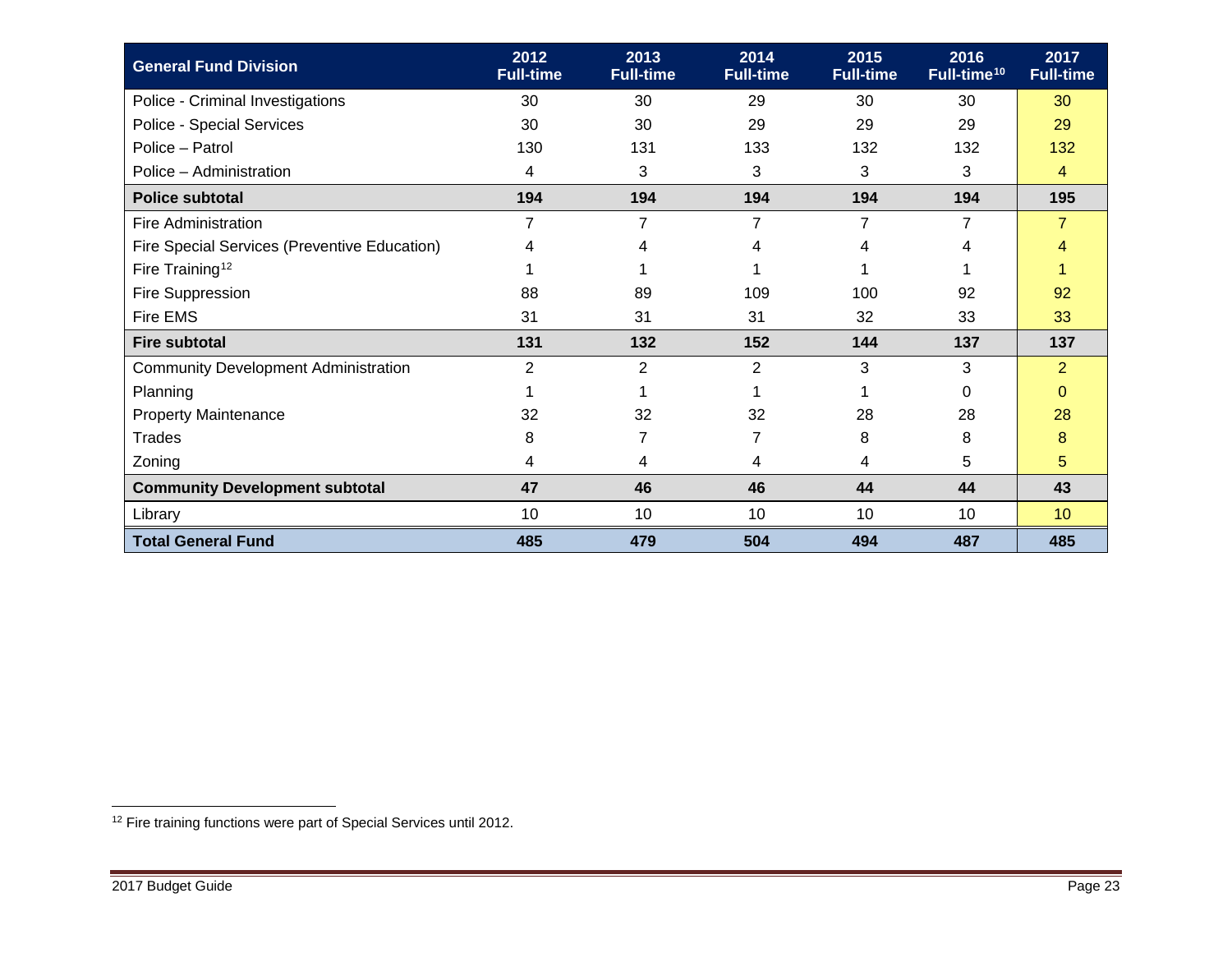| General Fund Division | 2012 Full-time | 2013 Full-time | 2014 Full-time | 2015 Full-time | 2016 Full-time[10] | 2017 Full-time |
|---|---|---|---|---|---|---|
| Police - Criminal Investigations | 30 | 30 | 29 | 30 | 30 | 30 |
| Police - Special Services | 30 | 30 | 29 | 29 | 29 | 29 |
| Police – Patrol | 130 | 131 | 133 | 132 | 132 | 132 |
| Police – Administration | 4 | 3 | 3 | 3 | 3 | 4 |
| **Police subtotal** | **194** | **194** | **194** | **194** | **194** | **195** |
| Fire Administration | 7 | 7 | 7 | 7 | 7 | 7 |
| Fire Special Services (Preventive Education) | 4 | 4 | 4 | 4 | 4 | 4 |
| Fire Training[12] | 1 | 1 | 1 | 1 | 1 | 1 |
| Fire Suppression | 88 | 89 | 109 | 100 | 92 | 92 |
| Fire EMS | 31 | 31 | 31 | 32 | 33 | 33 |
| **Fire subtotal** | **131** | **132** | **152** | **144** | **137** | **137** |
| Community Development Administration | 2 | 2 | 2 | 3 | 3 | 2 |
| Planning | 1 | 1 | 1 | 1 | 0 | 0 |
| Property Maintenance | 32 | 32 | 32 | 28 | 28 | 28 |
| Trades | 8 | 7 | 7 | 8 | 8 | 8 |
| Zoning | 4 | 4 | 4 | 4 | 5 | 5 |
| **Community Development subtotal** | **47** | **46** | **46** | **44** | **44** | **43** |
| Library | 10 | 10 | 10 | 10 | 10 | 10 |
| **Total General Fund** | **485** | **479** | **504** | **494** | **487** | **485** |

[12] Fire training functions were part of Special Services until 2012.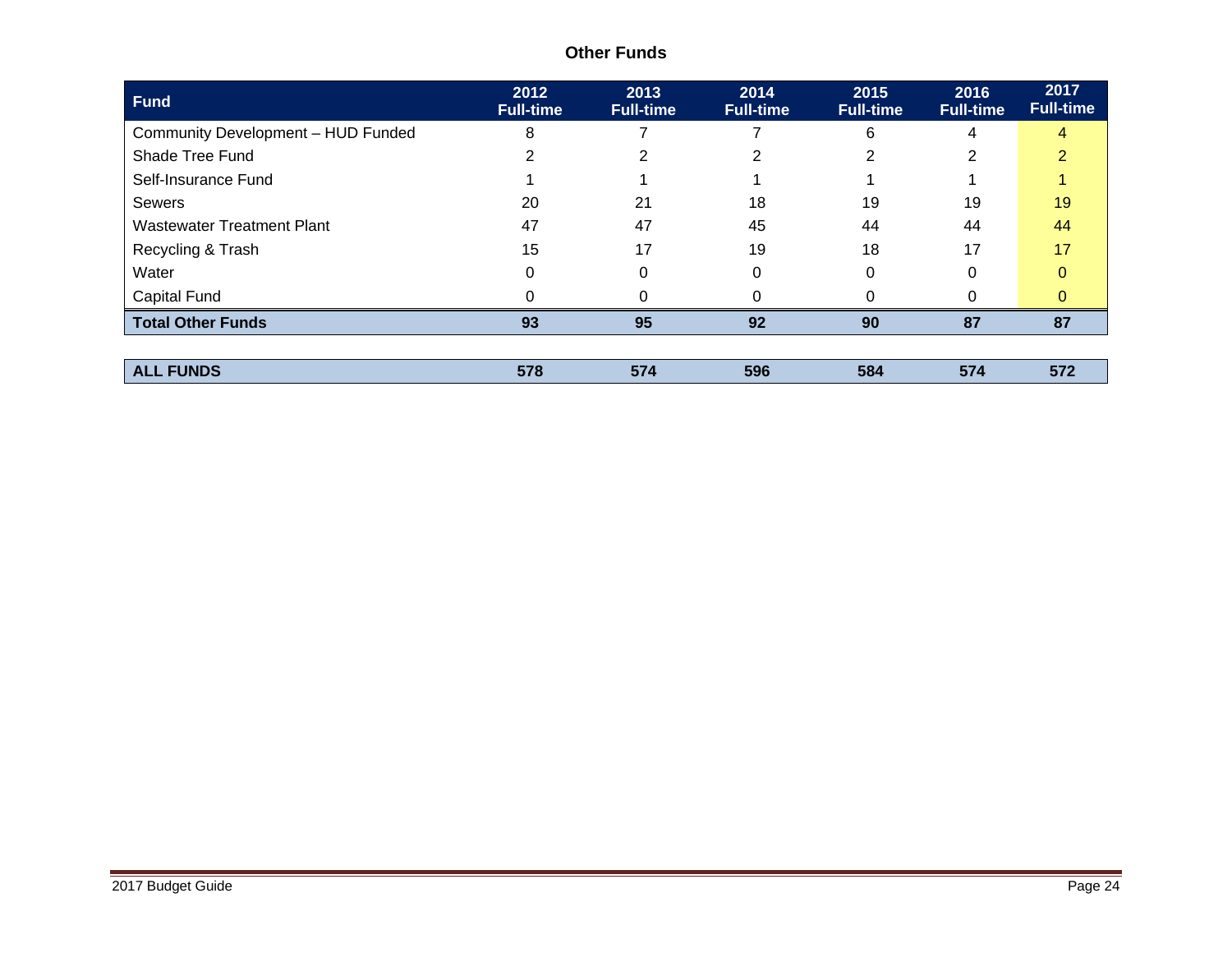## Other Funds

| Fund | 2012 Full-time | 2013 Full-time | 2014 Full-time | 2015 Full-time | 2016 Full-time | 2017 Full-time |
|---|---|---|---|---|---|---|
| Community Development – HUD Funded | 8 | 7 | 7 | 6 | 4 | 4 |
| Shade Tree Fund | 2 | 2 | 2 | 2 | 2 | 2 |
| Self-Insurance Fund | 1 | 1 | 1 | 1 | 1 | 1 |
| Sewers | 20 | 21 | 18 | 19 | 19 | 19 |
| Wastewater Treatment Plant | 47 | 47 | 45 | 44 | 44 | 44 |
| Recycling & Trash | 15 | 17 | 19 | 18 | 17 | 17 |
| Water | 0 | 0 | 0 | 0 | 0 | 0 |
| Capital Fund | 0 | 0 | 0 | 0 | 0 | 0 |
| **Total Other Funds** | **93** | **95** | **92** | **90** | **87** | **87** |

| ALL FUNDS | 2012 | 2013 | 2014 | 2015 | 2016 | 2017 |
|---|---|---|---|---|---|---|
| **ALL FUNDS** | **578** | **574** | **596** | **584** | **574** | **572** |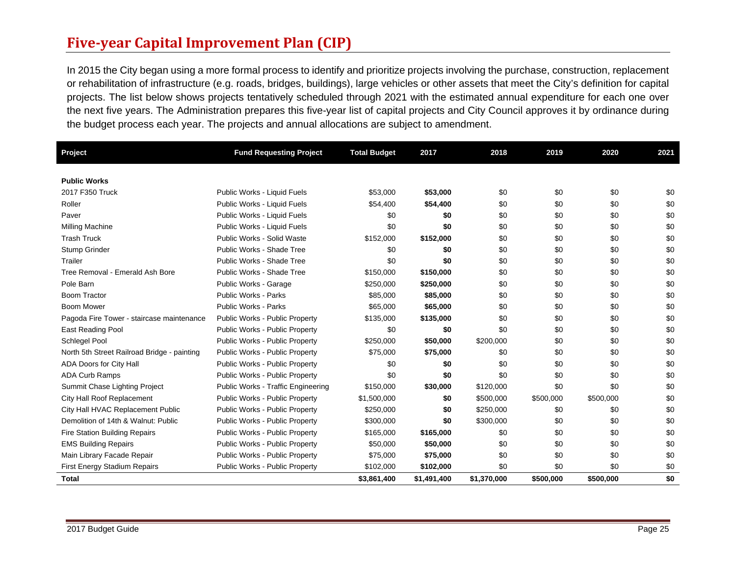# Five-year Capital Improvement Plan (CIP)

In 2015 the City began using a more formal process to identify and prioritize projects involving the purchase, construction, replacement or rehabilitation of infrastructure (e.g. roads, bridges, buildings), large vehicles or other assets that meet the City's definition for capital projects. The list below shows projects tentatively scheduled through 2021 with the estimated annual expenditure for each one over the next five years. The Administration prepares this five-year list of capital projects and City Council approves it by ordinance during the budget process each year. The projects and annual allocations are subject to amendment.

| Project | Fund Requesting Project | Total Budget | 2017 | 2018 | 2019 | 2020 | 2021 |
|---|---|---|---|---|---|---|---|
| **Public Works** | | | | | | | |
| 2017 F350 Truck | Public Works - Liquid Fuels | $53,000 | **$53,000** | $0 | $0 | $0 | $0 |
| Roller | Public Works - Liquid Fuels | $54,400 | **$54,400** | $0 | $0 | $0 | $0 |
| Paver | Public Works - Liquid Fuels | $0 | **$0** | $0 | $0 | $0 | $0 |
| Milling Machine | Public Works - Liquid Fuels | $0 | **$0** | $0 | $0 | $0 | $0 |
| Trash Truck | Public Works - Solid Waste | $152,000 | **$152,000** | $0 | $0 | $0 | $0 |
| Stump Grinder | Public Works - Shade Tree | $0 | **$0** | $0 | $0 | $0 | $0 |
| Trailer | Public Works - Shade Tree | $0 | **$0** | $0 | $0 | $0 | $0 |
| Tree Removal - Emerald Ash Bore | Public Works - Shade Tree | $150,000 | **$150,000** | $0 | $0 | $0 | $0 |
| Pole Barn | Public Works - Garage | $250,000 | **$250,000** | $0 | $0 | $0 | $0 |
| Boom Tractor | Public Works - Parks | $85,000 | **$85,000** | $0 | $0 | $0 | $0 |
| Boom Mower | Public Works - Parks | $65,000 | **$65,000** | $0 | $0 | $0 | $0 |
| Pagoda Fire Tower - staircase maintenance | Public Works - Public Property | $135,000 | **$135,000** | $0 | $0 | $0 | $0 |
| East Reading Pool | Public Works - Public Property | $0 | **$0** | $0 | $0 | $0 | $0 |
| Schlegel Pool | Public Works - Public Property | $250,000 | **$50,000** | $200,000 | $0 | $0 | $0 |
| North 5th Street Railroad Bridge - painting | Public Works - Public Property | $75,000 | **$75,000** | $0 | $0 | $0 | $0 |
| ADA Doors for City Hall | Public Works - Public Property | $0 | **$0** | $0 | $0 | $0 | $0 |
| ADA Curb Ramps | Public Works - Public Property | $0 | **$0** | $0 | $0 | $0 | $0 |
| Summit Chase Lighting Project | Public Works - Traffic Engineering | $150,000 | **$30,000** | $120,000 | $0 | $0 | $0 |
| City Hall Roof Replacement | Public Works - Public Property | $1,500,000 | **$0** | $500,000 | $500,000 | $500,000 | $0 |
| City Hall HVAC Replacement Public | Public Works - Public Property | $250,000 | **$0** | $250,000 | $0 | $0 | $0 |
| Demolition of 14th & Walnut: Public | Public Works - Public Property | $300,000 | **$0** | $300,000 | $0 | $0 | $0 |
| Fire Station Building Repairs | Public Works - Public Property | $165,000 | **$165,000** | $0 | $0 | $0 | $0 |
| EMS Building Repairs | Public Works - Public Property | $50,000 | **$50,000** | $0 | $0 | $0 | $0 |
| Main Library Facade Repair | Public Works - Public Property | $75,000 | **$75,000** | $0 | $0 | $0 | $0 |
| First Energy Stadium Repairs | Public Works - Public Property | $102,000 | **$102,000** | $0 | $0 | $0 | $0 |
| **Total** | | **$3,861,400** | **$1,491,400** | **$1,370,000** | **$500,000** | **$500,000** | **$0** |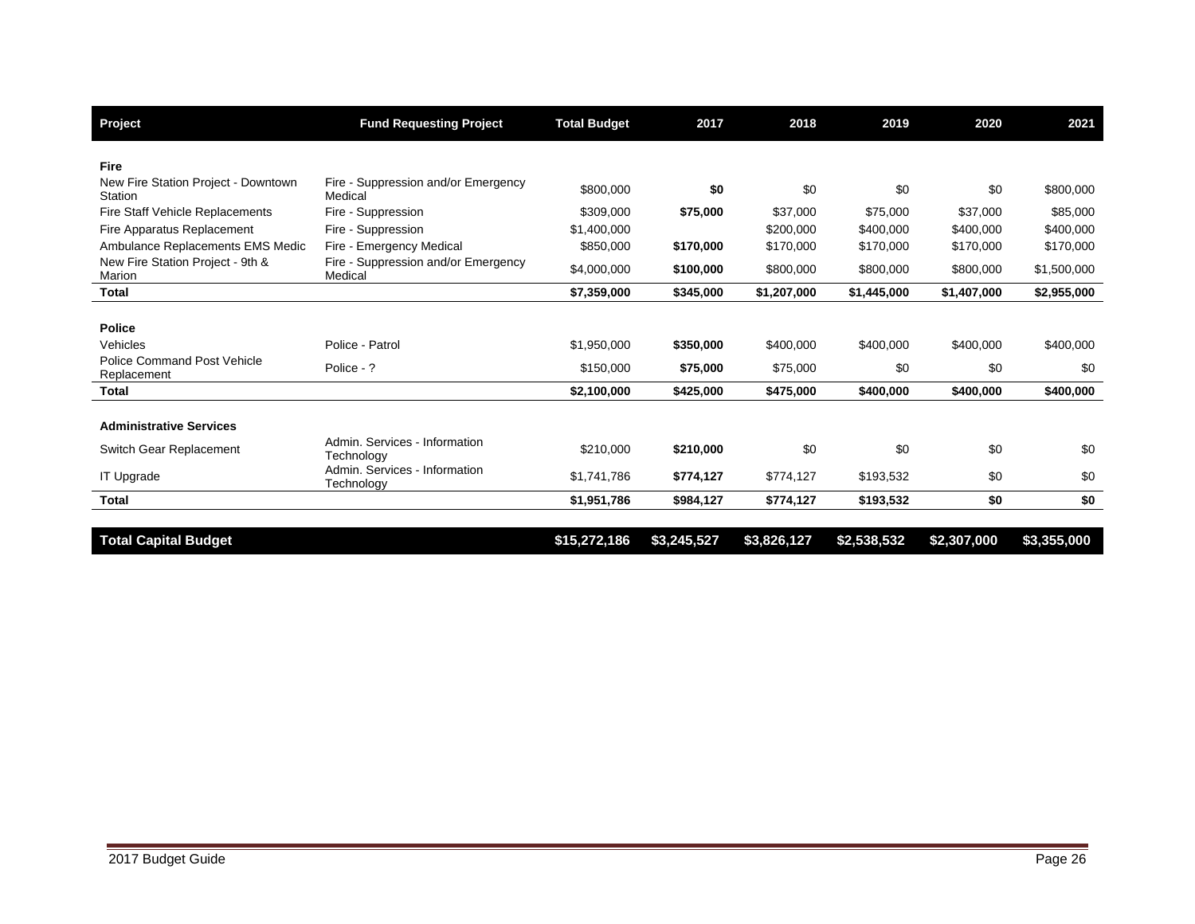| Project | Fund Requesting Project | Total Budget | 2017 | 2018 | 2019 | 2020 | 2021 |
|---|---|---|---|---|---|---|---|
| **Fire** | | | | | | | |
| New Fire Station Project - Downtown Station | Fire - Suppression and/or Emergency Medical | $800,000 | **$0** | $0 | $0 | $0 | $800,000 |
| Fire Staff Vehicle Replacements | Fire - Suppression | $309,000 | **$75,000** | $37,000 | $75,000 | $37,000 | $85,000 |
| Fire Apparatus Replacement | Fire - Suppression | $1,400,000 | | $200,000 | $400,000 | $400,000 | $400,000 |
| Ambulance Replacements EMS Medic | Fire - Emergency Medical | $850,000 | **$170,000** | $170,000 | $170,000 | $170,000 | $170,000 |
| New Fire Station Project - 9th & Marion | Fire - Suppression and/or Emergency Medical | $4,000,000 | **$100,000** | $800,000 | $800,000 | $800,000 | $1,500,000 |
| **Total** | | **$7,359,000** | **$345,000** | **$1,207,000** | **$1,445,000** | **$1,407,000** | **$2,955,000** |
| **Police** | | | | | | | |
| Vehicles | Police - Patrol | $1,950,000 | **$350,000** | $400,000 | $400,000 | $400,000 | $400,000 |
| Police Command Post Vehicle Replacement | Police - ? | $150,000 | **$75,000** | $75,000 | $0 | $0 | $0 |
| **Total** | | **$2,100,000** | **$425,000** | **$475,000** | **$400,000** | **$400,000** | **$400,000** |
| **Administrative Services** | | | | | | | |
| Switch Gear Replacement | Admin. Services - Information Technology | $210,000 | **$210,000** | $0 | $0 | $0 | $0 |
| IT Upgrade | Admin. Services - Information Technology | $1,741,786 | **$774,127** | $774,127 | $193,532 | $0 | $0 |
| **Total** | | **$1,951,786** | **$984,127** | **$774,127** | **$193,532** | **$0** | **$0** |
| **Total Capital Budget** | | **$15,272,186** | **$3,245,527** | **$3,826,127** | **$2,538,532** | **$2,307,000** | **$3,355,000** |